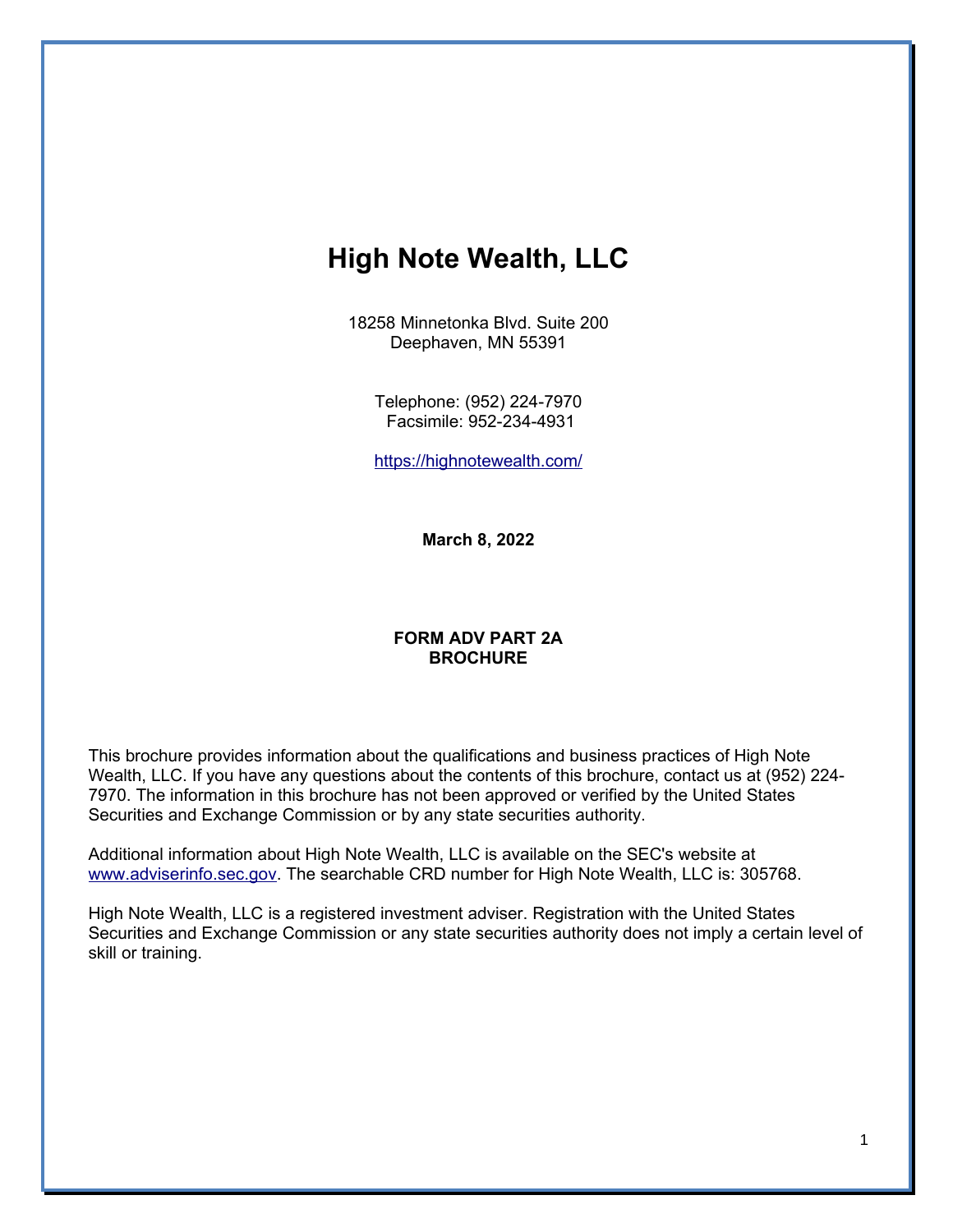# High Note Wealth, LLC

18258 Minnetonka Blvd. Suite 200
Deephaven, MN 55391

Telephone: (952) 224-7970
Facsimile: 952-234-4931

https://highnotewealth.com/

**March 8, 2022**

**FORM ADV PART 2A**
**BROCHURE**

This brochure provides information about the qualifications and business practices of High Note Wealth, LLC. If you have any questions about the contents of this brochure, contact us at (952) 224-7970. The information in this brochure has not been approved or verified by the United States Securities and Exchange Commission or by any state securities authority.

Additional information about High Note Wealth, LLC is available on the SEC's website at www.adviserinfo.sec.gov. The searchable CRD number for High Note Wealth, LLC is: 305768.

High Note Wealth, LLC is a registered investment adviser. Registration with the United States Securities and Exchange Commission or any state securities authority does not imply a certain level of skill or training.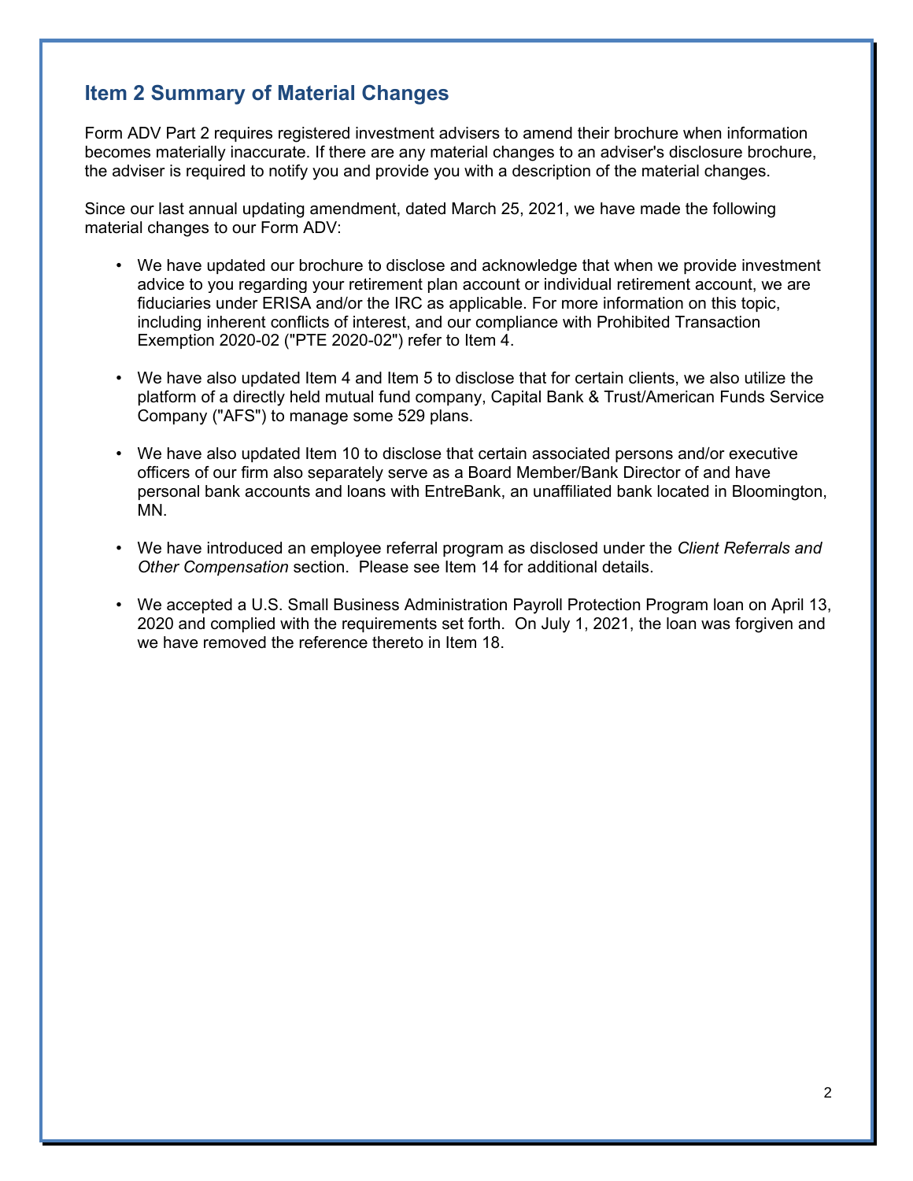## Item 2 Summary of Material Changes

Form ADV Part 2 requires registered investment advisers to amend their brochure when information becomes materially inaccurate. If there are any material changes to an adviser's disclosure brochure, the adviser is required to notify you and provide you with a description of the material changes.

Since our last annual updating amendment, dated March 25, 2021, we have made the following material changes to our Form ADV:

- We have updated our brochure to disclose and acknowledge that when we provide investment advice to you regarding your retirement plan account or individual retirement account, we are fiduciaries under ERISA and/or the IRC as applicable. For more information on this topic, including inherent conflicts of interest, and our compliance with Prohibited Transaction Exemption 2020-02 ("PTE 2020-02") refer to Item 4.

- We have also updated Item 4 and Item 5 to disclose that for certain clients, we also utilize the platform of a directly held mutual fund company, Capital Bank & Trust/American Funds Service Company ("AFS") to manage some 529 plans.

- We have also updated Item 10 to disclose that certain associated persons and/or executive officers of our firm also separately serve as a Board Member/Bank Director of and have personal bank accounts and loans with EntreBank, an unaffiliated bank located in Bloomington, MN.

- We have introduced an employee referral program as disclosed under the *Client Referrals and Other Compensation* section. Please see Item 14 for additional details.

- We accepted a U.S. Small Business Administration Payroll Protection Program loan on April 13, 2020 and complied with the requirements set forth. On July 1, 2021, the loan was forgiven and we have removed the reference thereto in Item 18.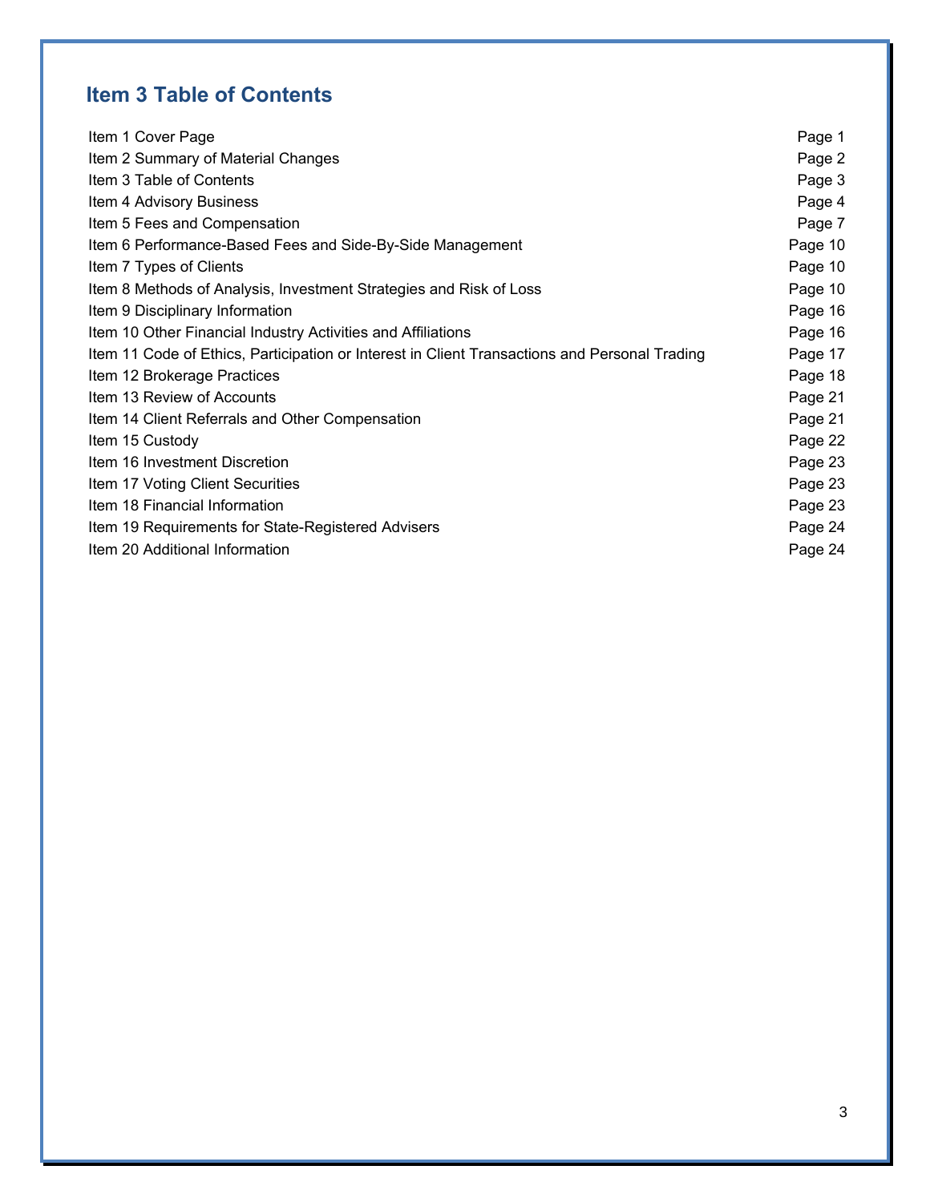## Item 3 Table of Contents

| | |
|---|---|
| Item 1 Cover Page | Page 1 |
| Item 2 Summary of Material Changes | Page 2 |
| Item 3 Table of Contents | Page 3 |
| Item 4 Advisory Business | Page 4 |
| Item 5 Fees and Compensation | Page 7 |
| Item 6 Performance-Based Fees and Side-By-Side Management | Page 10 |
| Item 7 Types of Clients | Page 10 |
| Item 8 Methods of Analysis, Investment Strategies and Risk of Loss | Page 10 |
| Item 9 Disciplinary Information | Page 16 |
| Item 10 Other Financial Industry Activities and Affiliations | Page 16 |
| Item 11 Code of Ethics, Participation or Interest in Client Transactions and Personal Trading | Page 17 |
| Item 12 Brokerage Practices | Page 18 |
| Item 13 Review of Accounts | Page 21 |
| Item 14 Client Referrals and Other Compensation | Page 21 |
| Item 15 Custody | Page 22 |
| Item 16 Investment Discretion | Page 23 |
| Item 17 Voting Client Securities | Page 23 |
| Item 18 Financial Information | Page 23 |
| Item 19 Requirements for State-Registered Advisers | Page 24 |
| Item 20 Additional Information | Page 24 |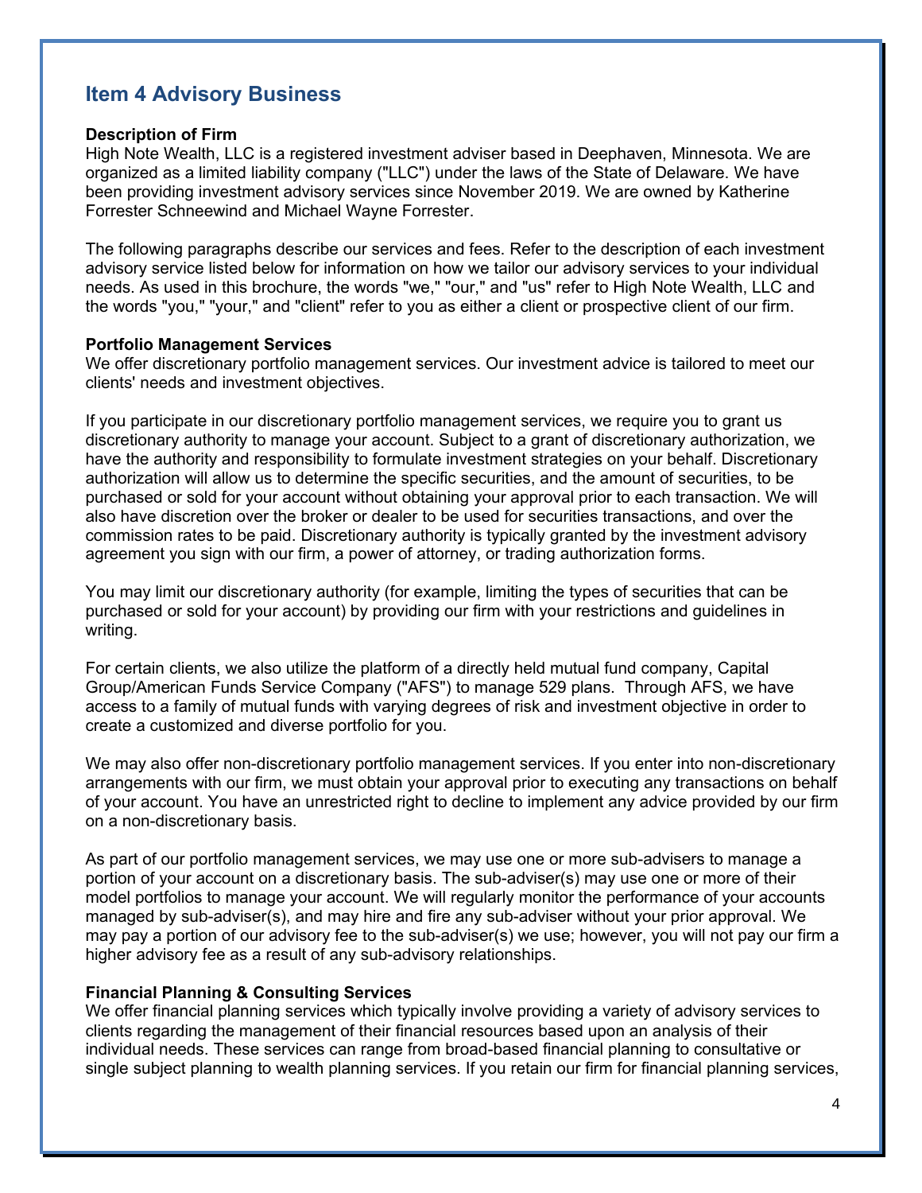## Item 4 Advisory Business

**Description of Firm**

High Note Wealth, LLC is a registered investment adviser based in Deephaven, Minnesota. We are organized as a limited liability company ("LLC") under the laws of the State of Delaware. We have been providing investment advisory services since November 2019. We are owned by Katherine Forrester Schneewind and Michael Wayne Forrester.

The following paragraphs describe our services and fees. Refer to the description of each investment advisory service listed below for information on how we tailor our advisory services to your individual needs. As used in this brochure, the words "we," "our," and "us" refer to High Note Wealth, LLC and the words "you," "your," and "client" refer to you as either a client or prospective client of our firm.

**Portfolio Management Services**

We offer discretionary portfolio management services. Our investment advice is tailored to meet our clients' needs and investment objectives.

If you participate in our discretionary portfolio management services, we require you to grant us discretionary authority to manage your account. Subject to a grant of discretionary authorization, we have the authority and responsibility to formulate investment strategies on your behalf. Discretionary authorization will allow us to determine the specific securities, and the amount of securities, to be purchased or sold for your account without obtaining your approval prior to each transaction. We will also have discretion over the broker or dealer to be used for securities transactions, and over the commission rates to be paid. Discretionary authority is typically granted by the investment advisory agreement you sign with our firm, a power of attorney, or trading authorization forms.

You may limit our discretionary authority (for example, limiting the types of securities that can be purchased or sold for your account) by providing our firm with your restrictions and guidelines in writing.

For certain clients, we also utilize the platform of a directly held mutual fund company, Capital Group/American Funds Service Company ("AFS") to manage 529 plans. Through AFS, we have access to a family of mutual funds with varying degrees of risk and investment objective in order to create a customized and diverse portfolio for you.

We may also offer non-discretionary portfolio management services. If you enter into non-discretionary arrangements with our firm, we must obtain your approval prior to executing any transactions on behalf of your account. You have an unrestricted right to decline to implement any advice provided by our firm on a non-discretionary basis.

As part of our portfolio management services, we may use one or more sub-advisers to manage a portion of your account on a discretionary basis. The sub-adviser(s) may use one or more of their model portfolios to manage your account. We will regularly monitor the performance of your accounts managed by sub-adviser(s), and may hire and fire any sub-adviser without your prior approval. We may pay a portion of our advisory fee to the sub-adviser(s) we use; however, you will not pay our firm a higher advisory fee as a result of any sub-advisory relationships.

**Financial Planning & Consulting Services**

We offer financial planning services which typically involve providing a variety of advisory services to clients regarding the management of their financial resources based upon an analysis of their individual needs. These services can range from broad-based financial planning to consultative or single subject planning to wealth planning services. If you retain our firm for financial planning services,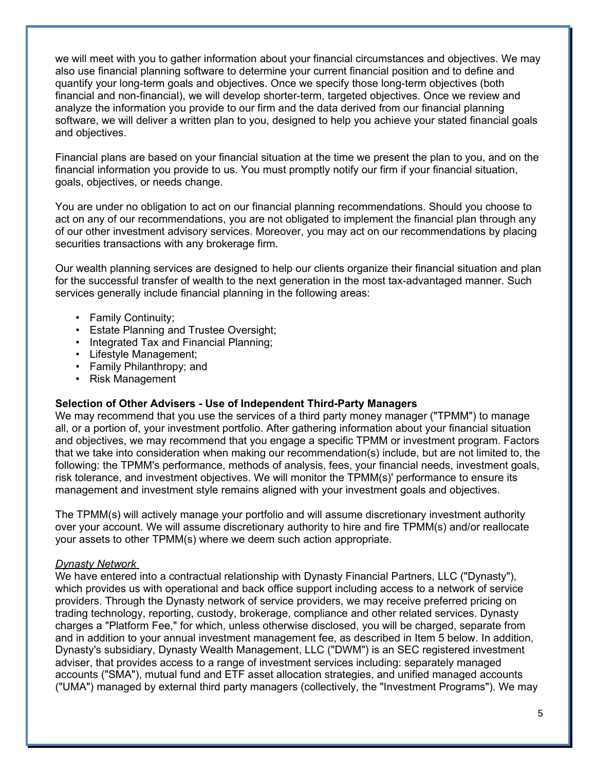we will meet with you to gather information about your financial circumstances and objectives. We may also use financial planning software to determine your current financial position and to define and quantify your long-term goals and objectives. Once we specify those long-term objectives (both financial and non-financial), we will develop shorter-term, targeted objectives. Once we review and analyze the information you provide to our firm and the data derived from our financial planning software, we will deliver a written plan to you, designed to help you achieve your stated financial goals and objectives.

Financial plans are based on your financial situation at the time we present the plan to you, and on the financial information you provide to us. You must promptly notify our firm if your financial situation, goals, objectives, or needs change.

You are under no obligation to act on our financial planning recommendations. Should you choose to act on any of our recommendations, you are not obligated to implement the financial plan through any of our other investment advisory services. Moreover, you may act on our recommendations by placing securities transactions with any brokerage firm.

Our wealth planning services are designed to help our clients organize their financial situation and plan for the successful transfer of wealth to the next generation in the most tax-advantaged manner. Such services generally include financial planning in the following areas:

- Family Continuity;
- Estate Planning and Trustee Oversight;
- Integrated Tax and Financial Planning;
- Lifestyle Management;
- Family Philanthropy; and
- Risk Management

**Selection of Other Advisers - Use of Independent Third-Party Managers**

We may recommend that you use the services of a third party money manager ("TPMM") to manage all, or a portion of, your investment portfolio. After gathering information about your financial situation and objectives, we may recommend that you engage a specific TPMM or investment program. Factors that we take into consideration when making our recommendation(s) include, but are not limited to, the following: the TPMM's performance, methods of analysis, fees, your financial needs, investment goals, risk tolerance, and investment objectives. We will monitor the TPMM(s)' performance to ensure its management and investment style remains aligned with your investment goals and objectives.

The TPMM(s) will actively manage your portfolio and will assume discretionary investment authority over your account. We will assume discretionary authority to hire and fire TPMM(s) and/or reallocate your assets to other TPMM(s) where we deem such action appropriate.

*Dynasty Network*

We have entered into a contractual relationship with Dynasty Financial Partners, LLC ("Dynasty"), which provides us with operational and back office support including access to a network of service providers. Through the Dynasty network of service providers, we may receive preferred pricing on trading technology, reporting, custody, brokerage, compliance and other related services. Dynasty charges a "Platform Fee," for which, unless otherwise disclosed, you will be charged, separate from and in addition to your annual investment management fee, as described in Item 5 below. In addition, Dynasty's subsidiary, Dynasty Wealth Management, LLC ("DWM") is an SEC registered investment adviser, that provides access to a range of investment services including: separately managed accounts ("SMA"), mutual fund and ETF asset allocation strategies, and unified managed accounts ("UMA") managed by external third party managers (collectively, the "Investment Programs"). We may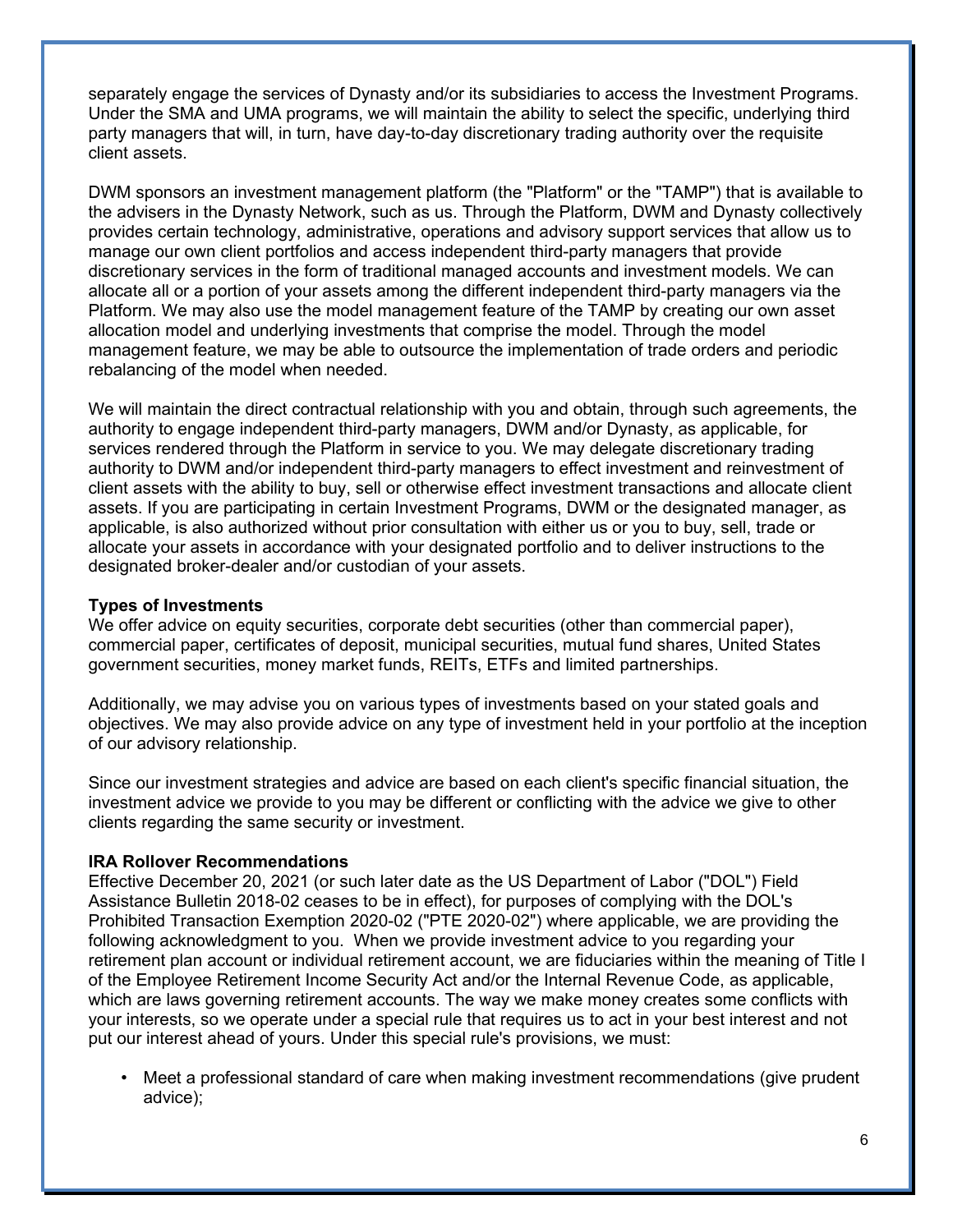separately engage the services of Dynasty and/or its subsidiaries to access the Investment Programs. Under the SMA and UMA programs, we will maintain the ability to select the specific, underlying third party managers that will, in turn, have day-to-day discretionary trading authority over the requisite client assets.

DWM sponsors an investment management platform (the "Platform" or the "TAMP") that is available to the advisers in the Dynasty Network, such as us. Through the Platform, DWM and Dynasty collectively provides certain technology, administrative, operations and advisory support services that allow us to manage our own client portfolios and access independent third-party managers that provide discretionary services in the form of traditional managed accounts and investment models. We can allocate all or a portion of your assets among the different independent third-party managers via the Platform. We may also use the model management feature of the TAMP by creating our own asset allocation model and underlying investments that comprise the model. Through the model management feature, we may be able to outsource the implementation of trade orders and periodic rebalancing of the model when needed.

We will maintain the direct contractual relationship with you and obtain, through such agreements, the authority to engage independent third-party managers, DWM and/or Dynasty, as applicable, for services rendered through the Platform in service to you. We may delegate discretionary trading authority to DWM and/or independent third-party managers to effect investment and reinvestment of client assets with the ability to buy, sell or otherwise effect investment transactions and allocate client assets. If you are participating in certain Investment Programs, DWM or the designated manager, as applicable, is also authorized without prior consultation with either us or you to buy, sell, trade or allocate your assets in accordance with your designated portfolio and to deliver instructions to the designated broker-dealer and/or custodian of your assets.

**Types of Investments**

We offer advice on equity securities, corporate debt securities (other than commercial paper), commercial paper, certificates of deposit, municipal securities, mutual fund shares, United States government securities, money market funds, REITs, ETFs and limited partnerships.

Additionally, we may advise you on various types of investments based on your stated goals and objectives. We may also provide advice on any type of investment held in your portfolio at the inception of our advisory relationship.

Since our investment strategies and advice are based on each client's specific financial situation, the investment advice we provide to you may be different or conflicting with the advice we give to other clients regarding the same security or investment.

**IRA Rollover Recommendations**

Effective December 20, 2021 (or such later date as the US Department of Labor ("DOL") Field Assistance Bulletin 2018-02 ceases to be in effect), for purposes of complying with the DOL's Prohibited Transaction Exemption 2020-02 ("PTE 2020-02") where applicable, we are providing the following acknowledgment to you. When we provide investment advice to you regarding your retirement plan account or individual retirement account, we are fiduciaries within the meaning of Title I of the Employee Retirement Income Security Act and/or the Internal Revenue Code, as applicable, which are laws governing retirement accounts. The way we make money creates some conflicts with your interests, so we operate under a special rule that requires us to act in your best interest and not put our interest ahead of yours. Under this special rule's provisions, we must:

- Meet a professional standard of care when making investment recommendations (give prudent advice);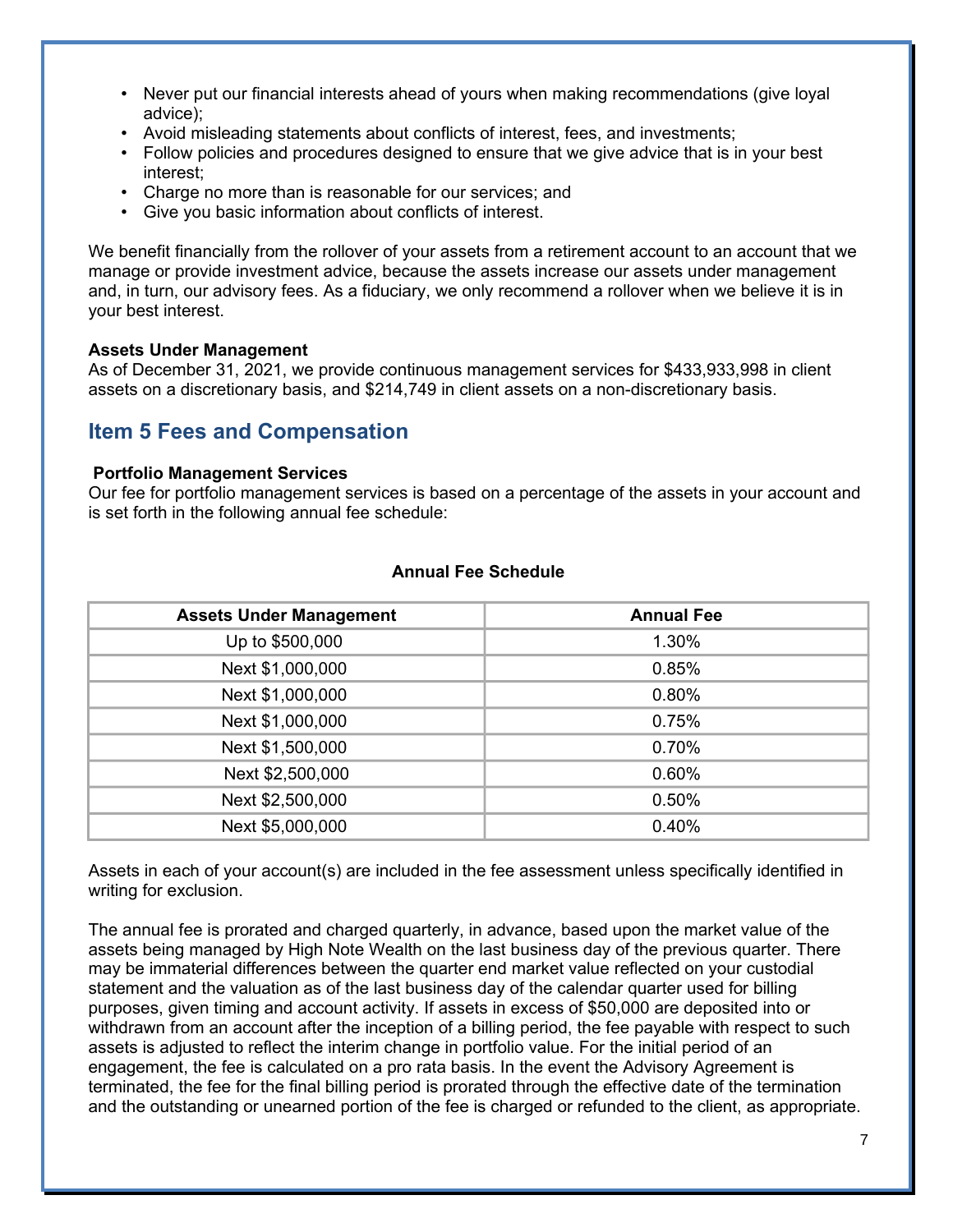- Never put our financial interests ahead of yours when making recommendations (give loyal advice);
- Avoid misleading statements about conflicts of interest, fees, and investments;
- Follow policies and procedures designed to ensure that we give advice that is in your best interest;
- Charge no more than is reasonable for our services; and
- Give you basic information about conflicts of interest.

We benefit financially from the rollover of your assets from a retirement account to an account that we manage or provide investment advice, because the assets increase our assets under management and, in turn, our advisory fees. As a fiduciary, we only recommend a rollover when we believe it is in your best interest.

**Assets Under Management**
As of December 31, 2021, we provide continuous management services for $433,933,998 in client assets on a discretionary basis, and $214,749 in client assets on a non-discretionary basis.

## Item 5 Fees and Compensation

**Portfolio Management Services**
Our fee for portfolio management services is based on a percentage of the assets in your account and is set forth in the following annual fee schedule:

**Annual Fee Schedule**

| Assets Under Management | Annual Fee |
|---|---|
| Up to $500,000 | 1.30% |
| Next $1,000,000 | 0.85% |
| Next $1,000,000 | 0.80% |
| Next $1,000,000 | 0.75% |
| Next $1,500,000 | 0.70% |
| Next $2,500,000 | 0.60% |
| Next $2,500,000 | 0.50% |
| Next $5,000,000 | 0.40% |

Assets in each of your account(s) are included in the fee assessment unless specifically identified in writing for exclusion.

The annual fee is prorated and charged quarterly, in advance, based upon the market value of the assets being managed by High Note Wealth on the last business day of the previous quarter. There may be immaterial differences between the quarter end market value reflected on your custodial statement and the valuation as of the last business day of the calendar quarter used for billing purposes, given timing and account activity. If assets in excess of $50,000 are deposited into or withdrawn from an account after the inception of a billing period, the fee payable with respect to such assets is adjusted to reflect the interim change in portfolio value. For the initial period of an engagement, the fee is calculated on a pro rata basis. In the event the Advisory Agreement is terminated, the fee for the final billing period is prorated through the effective date of the termination and the outstanding or unearned portion of the fee is charged or refunded to the client, as appropriate.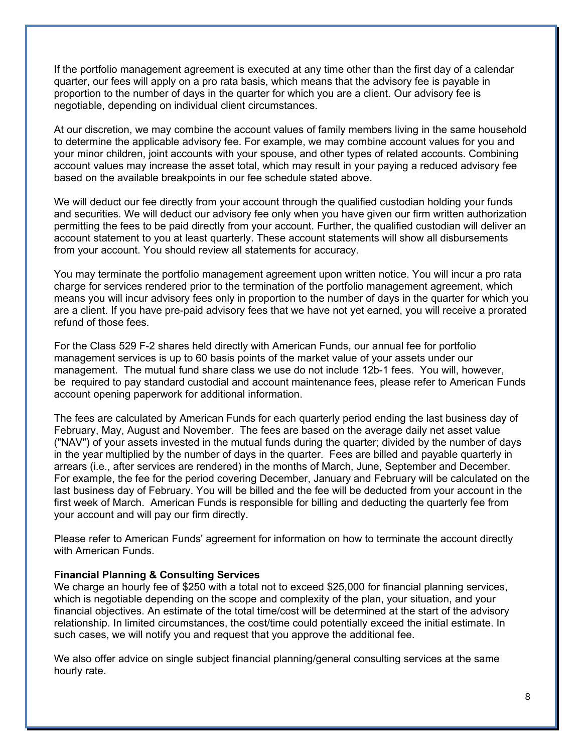If the portfolio management agreement is executed at any time other than the first day of a calendar quarter, our fees will apply on a pro rata basis, which means that the advisory fee is payable in proportion to the number of days in the quarter for which you are a client. Our advisory fee is negotiable, depending on individual client circumstances.

At our discretion, we may combine the account values of family members living in the same household to determine the applicable advisory fee. For example, we may combine account values for you and your minor children, joint accounts with your spouse, and other types of related accounts. Combining account values may increase the asset total, which may result in your paying a reduced advisory fee based on the available breakpoints in our fee schedule stated above.

We will deduct our fee directly from your account through the qualified custodian holding your funds and securities. We will deduct our advisory fee only when you have given our firm written authorization permitting the fees to be paid directly from your account. Further, the qualified custodian will deliver an account statement to you at least quarterly. These account statements will show all disbursements from your account. You should review all statements for accuracy.

You may terminate the portfolio management agreement upon written notice. You will incur a pro rata charge for services rendered prior to the termination of the portfolio management agreement, which means you will incur advisory fees only in proportion to the number of days in the quarter for which you are a client. If you have pre-paid advisory fees that we have not yet earned, you will receive a prorated refund of those fees.

For the Class 529 F-2 shares held directly with American Funds, our annual fee for portfolio management services is up to 60 basis points of the market value of your assets under our management. The mutual fund share class we use do not include 12b-1 fees. You will, however, be required to pay standard custodial and account maintenance fees, please refer to American Funds account opening paperwork for additional information.

The fees are calculated by American Funds for each quarterly period ending the last business day of February, May, August and November. The fees are based on the average daily net asset value ("NAV") of your assets invested in the mutual funds during the quarter; divided by the number of days in the year multiplied by the number of days in the quarter. Fees are billed and payable quarterly in arrears (i.e., after services are rendered) in the months of March, June, September and December. For example, the fee for the period covering December, January and February will be calculated on the last business day of February. You will be billed and the fee will be deducted from your account in the first week of March. American Funds is responsible for billing and deducting the quarterly fee from your account and will pay our firm directly.

Please refer to American Funds' agreement for information on how to terminate the account directly with American Funds.

**Financial Planning & Consulting Services**

We charge an hourly fee of $250 with a total not to exceed $25,000 for financial planning services, which is negotiable depending on the scope and complexity of the plan, your situation, and your financial objectives. An estimate of the total time/cost will be determined at the start of the advisory relationship. In limited circumstances, the cost/time could potentially exceed the initial estimate. In such cases, we will notify you and request that you approve the additional fee.

We also offer advice on single subject financial planning/general consulting services at the same hourly rate.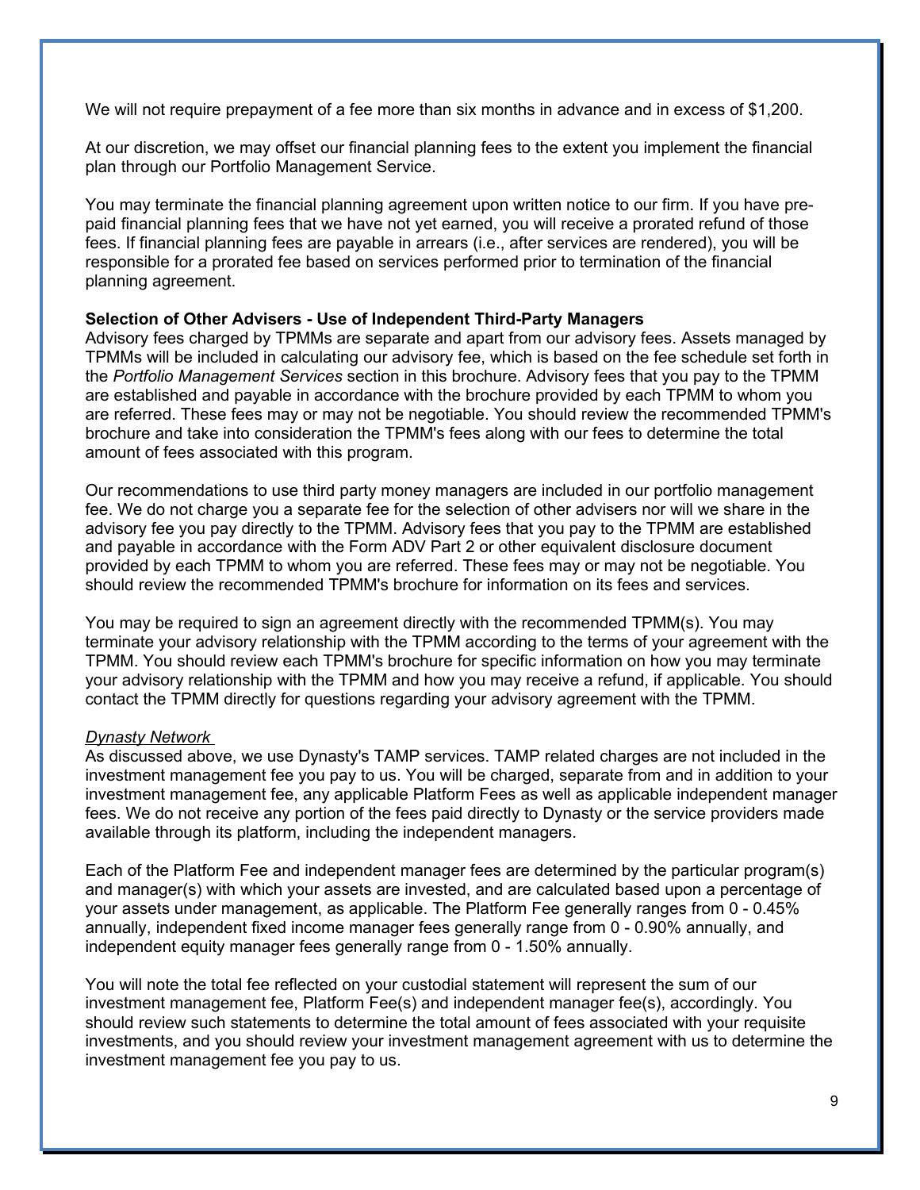We will not require prepayment of a fee more than six months in advance and in excess of $1,200.

At our discretion, we may offset our financial planning fees to the extent you implement the financial plan through our Portfolio Management Service.

You may terminate the financial planning agreement upon written notice to our firm. If you have pre-paid financial planning fees that we have not yet earned, you will receive a prorated refund of those fees. If financial planning fees are payable in arrears (i.e., after services are rendered), you will be responsible for a prorated fee based on services performed prior to termination of the financial planning agreement.

**Selection of Other Advisers - Use of Independent Third-Party Managers**

Advisory fees charged by TPMMs are separate and apart from our advisory fees. Assets managed by TPMMs will be included in calculating our advisory fee, which is based on the fee schedule set forth in the *Portfolio Management Services* section in this brochure. Advisory fees that you pay to the TPMM are established and payable in accordance with the brochure provided by each TPMM to whom you are referred. These fees may or may not be negotiable. You should review the recommended TPMM's brochure and take into consideration the TPMM's fees along with our fees to determine the total amount of fees associated with this program.

Our recommendations to use third party money managers are included in our portfolio management fee. We do not charge you a separate fee for the selection of other advisers nor will we share in the advisory fee you pay directly to the TPMM. Advisory fees that you pay to the TPMM are established and payable in accordance with the Form ADV Part 2 or other equivalent disclosure document provided by each TPMM to whom you are referred. These fees may or may not be negotiable. You should review the recommended TPMM's brochure for information on its fees and services.

You may be required to sign an agreement directly with the recommended TPMM(s). You may terminate your advisory relationship with the TPMM according to the terms of your agreement with the TPMM. You should review each TPMM's brochure for specific information on how you may terminate your advisory relationship with the TPMM and how you may receive a refund, if applicable. You should contact the TPMM directly for questions regarding your advisory agreement with the TPMM.

*Dynasty Network*

As discussed above, we use Dynasty's TAMP services. TAMP related charges are not included in the investment management fee you pay to us. You will be charged, separate from and in addition to your investment management fee, any applicable Platform Fees as well as applicable independent manager fees. We do not receive any portion of the fees paid directly to Dynasty or the service providers made available through its platform, including the independent managers.

Each of the Platform Fee and independent manager fees are determined by the particular program(s) and manager(s) with which your assets are invested, and are calculated based upon a percentage of your assets under management, as applicable. The Platform Fee generally ranges from 0 - 0.45% annually, independent fixed income manager fees generally range from 0 - 0.90% annually, and independent equity manager fees generally range from 0 - 1.50% annually.

You will note the total fee reflected on your custodial statement will represent the sum of our investment management fee, Platform Fee(s) and independent manager fee(s), accordingly. You should review such statements to determine the total amount of fees associated with your requisite investments, and you should review your investment management agreement with us to determine the investment management fee you pay to us.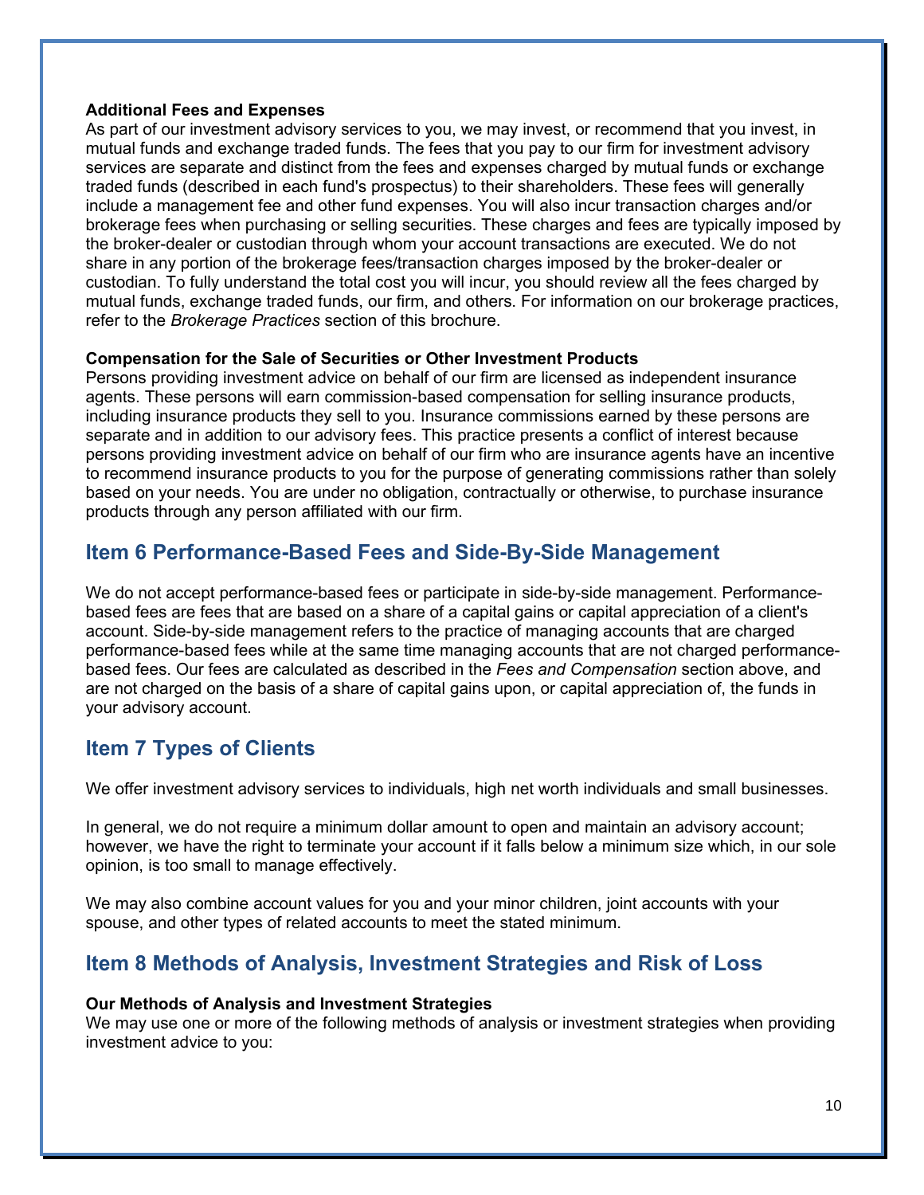**Additional Fees and Expenses**

As part of our investment advisory services to you, we may invest, or recommend that you invest, in mutual funds and exchange traded funds. The fees that you pay to our firm for investment advisory services are separate and distinct from the fees and expenses charged by mutual funds or exchange traded funds (described in each fund's prospectus) to their shareholders. These fees will generally include a management fee and other fund expenses. You will also incur transaction charges and/or brokerage fees when purchasing or selling securities. These charges and fees are typically imposed by the broker-dealer or custodian through whom your account transactions are executed. We do not share in any portion of the brokerage fees/transaction charges imposed by the broker-dealer or custodian. To fully understand the total cost you will incur, you should review all the fees charged by mutual funds, exchange traded funds, our firm, and others. For information on our brokerage practices, refer to the *Brokerage Practices* section of this brochure.

**Compensation for the Sale of Securities or Other Investment Products**

Persons providing investment advice on behalf of our firm are licensed as independent insurance agents. These persons will earn commission-based compensation for selling insurance products, including insurance products they sell to you. Insurance commissions earned by these persons are separate and in addition to our advisory fees. This practice presents a conflict of interest because persons providing investment advice on behalf of our firm who are insurance agents have an incentive to recommend insurance products to you for the purpose of generating commissions rather than solely based on your needs. You are under no obligation, contractually or otherwise, to purchase insurance products through any person affiliated with our firm.

## Item 6 Performance-Based Fees and Side-By-Side Management

We do not accept performance-based fees or participate in side-by-side management. Performance-based fees are fees that are based on a share of a capital gains or capital appreciation of a client's account. Side-by-side management refers to the practice of managing accounts that are charged performance-based fees while at the same time managing accounts that are not charged performance-based fees. Our fees are calculated as described in the *Fees and Compensation* section above, and are not charged on the basis of a share of capital gains upon, or capital appreciation of, the funds in your advisory account.

## Item 7 Types of Clients

We offer investment advisory services to individuals, high net worth individuals and small businesses.

In general, we do not require a minimum dollar amount to open and maintain an advisory account; however, we have the right to terminate your account if it falls below a minimum size which, in our sole opinion, is too small to manage effectively.

We may also combine account values for you and your minor children, joint accounts with your spouse, and other types of related accounts to meet the stated minimum.

## Item 8 Methods of Analysis, Investment Strategies and Risk of Loss

**Our Methods of Analysis and Investment Strategies**

We may use one or more of the following methods of analysis or investment strategies when providing investment advice to you: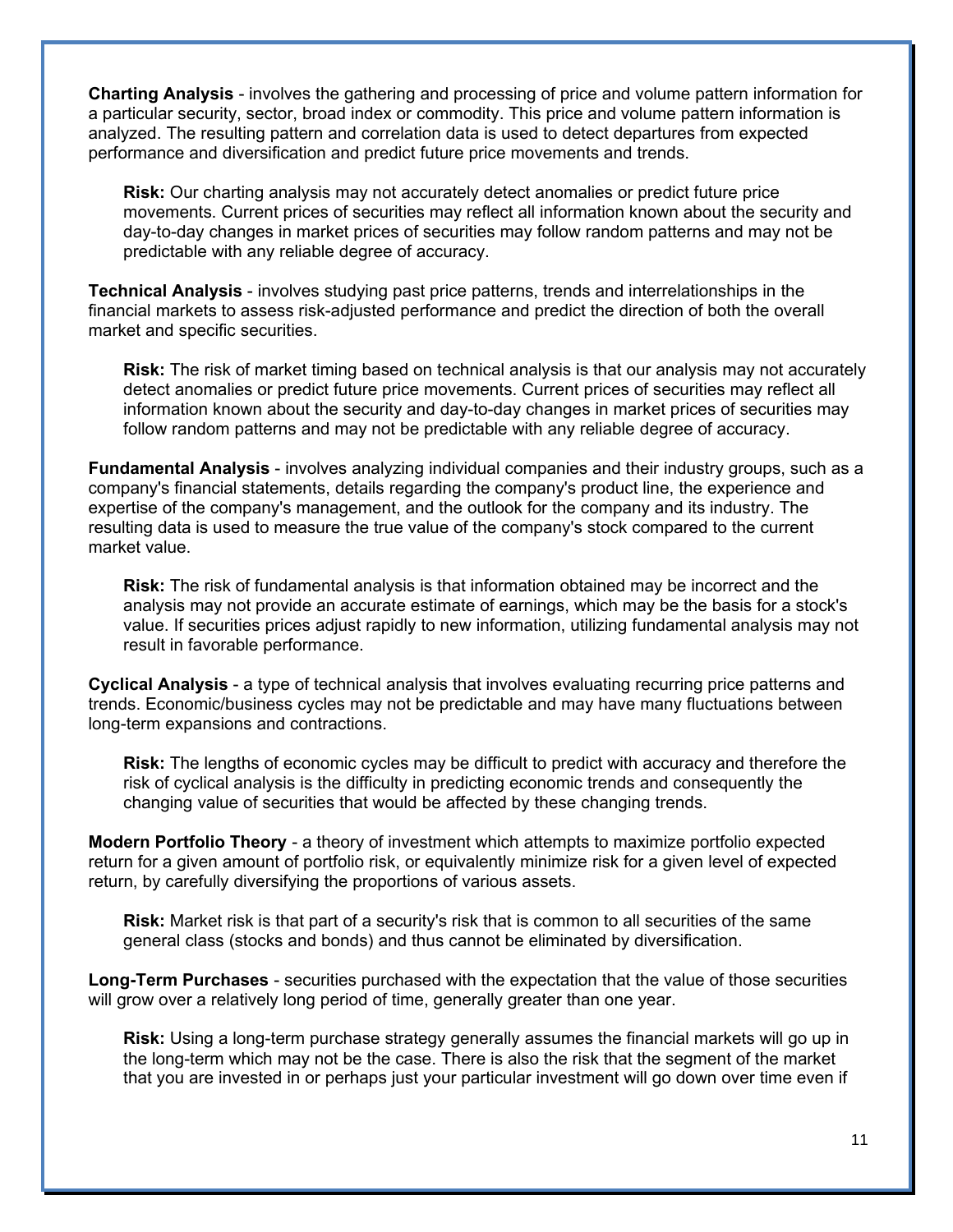**Charting Analysis** - involves the gathering and processing of price and volume pattern information for a particular security, sector, broad index or commodity. This price and volume pattern information is analyzed. The resulting pattern and correlation data is used to detect departures from expected performance and diversification and predict future price movements and trends.

> **Risk:** Our charting analysis may not accurately detect anomalies or predict future price movements. Current prices of securities may reflect all information known about the security and day-to-day changes in market prices of securities may follow random patterns and may not be predictable with any reliable degree of accuracy.

**Technical Analysis** - involves studying past price patterns, trends and interrelationships in the financial markets to assess risk-adjusted performance and predict the direction of both the overall market and specific securities.

> **Risk:** The risk of market timing based on technical analysis is that our analysis may not accurately detect anomalies or predict future price movements. Current prices of securities may reflect all information known about the security and day-to-day changes in market prices of securities may follow random patterns and may not be predictable with any reliable degree of accuracy.

**Fundamental Analysis** - involves analyzing individual companies and their industry groups, such as a company's financial statements, details regarding the company's product line, the experience and expertise of the company's management, and the outlook for the company and its industry. The resulting data is used to measure the true value of the company's stock compared to the current market value.

> **Risk:** The risk of fundamental analysis is that information obtained may be incorrect and the analysis may not provide an accurate estimate of earnings, which may be the basis for a stock's value. If securities prices adjust rapidly to new information, utilizing fundamental analysis may not result in favorable performance.

**Cyclical Analysis** - a type of technical analysis that involves evaluating recurring price patterns and trends. Economic/business cycles may not be predictable and may have many fluctuations between long-term expansions and contractions.

> **Risk:** The lengths of economic cycles may be difficult to predict with accuracy and therefore the risk of cyclical analysis is the difficulty in predicting economic trends and consequently the changing value of securities that would be affected by these changing trends.

**Modern Portfolio Theory** - a theory of investment which attempts to maximize portfolio expected return for a given amount of portfolio risk, or equivalently minimize risk for a given level of expected return, by carefully diversifying the proportions of various assets.

> **Risk:** Market risk is that part of a security's risk that is common to all securities of the same general class (stocks and bonds) and thus cannot be eliminated by diversification.

**Long-Term Purchases** - securities purchased with the expectation that the value of those securities will grow over a relatively long period of time, generally greater than one year.

> **Risk:** Using a long-term purchase strategy generally assumes the financial markets will go up in the long-term which may not be the case. There is also the risk that the segment of the market that you are invested in or perhaps just your particular investment will go down over time even if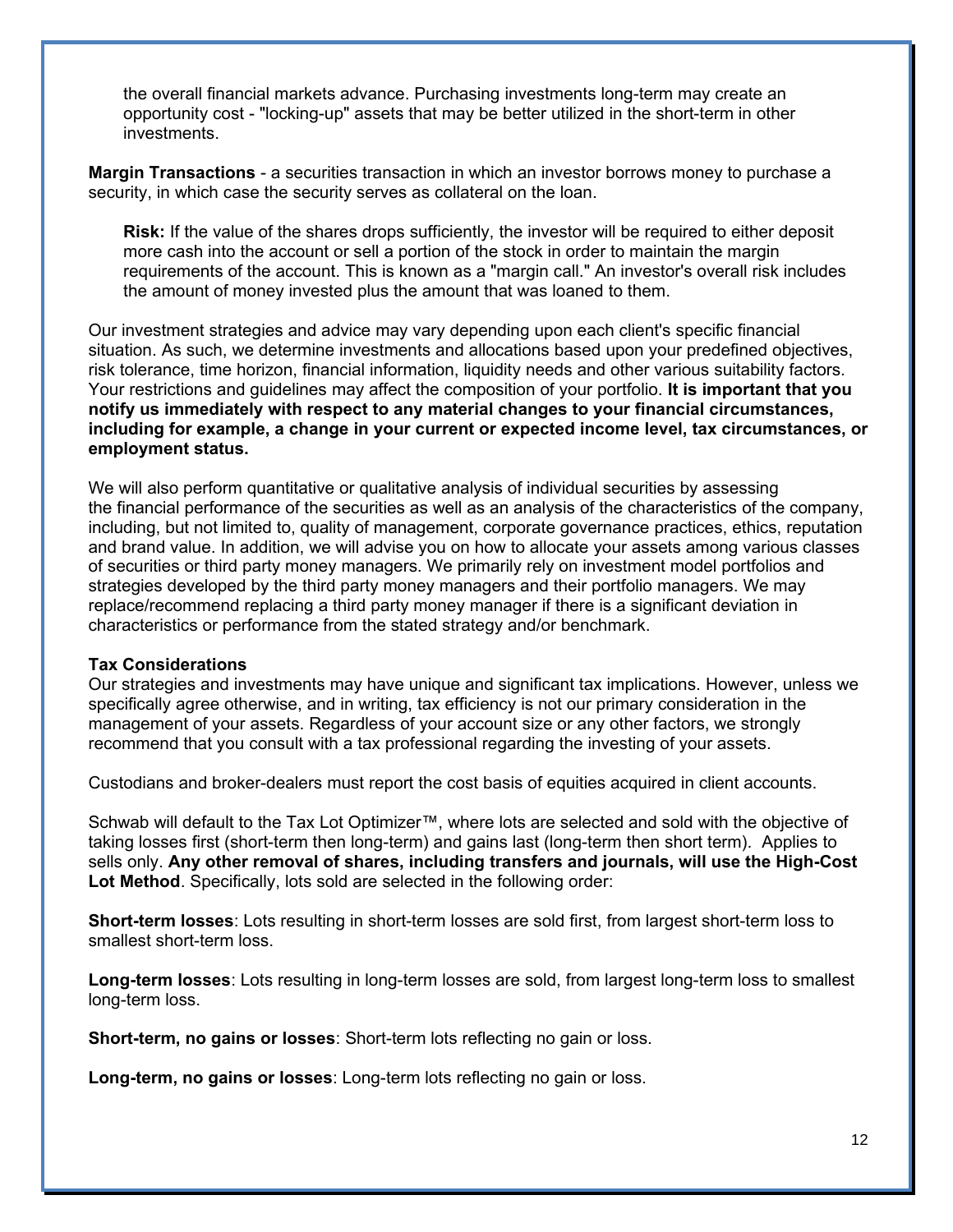the overall financial markets advance. Purchasing investments long-term may create an opportunity cost - "locking-up" assets that may be better utilized in the short-term in other investments.

**Margin Transactions** - a securities transaction in which an investor borrows money to purchase a security, in which case the security serves as collateral on the loan.

**Risk:** If the value of the shares drops sufficiently, the investor will be required to either deposit more cash into the account or sell a portion of the stock in order to maintain the margin requirements of the account. This is known as a "margin call." An investor's overall risk includes the amount of money invested plus the amount that was loaned to them.

Our investment strategies and advice may vary depending upon each client's specific financial situation. As such, we determine investments and allocations based upon your predefined objectives, risk tolerance, time horizon, financial information, liquidity needs and other various suitability factors. Your restrictions and guidelines may affect the composition of your portfolio. **It is important that you notify us immediately with respect to any material changes to your financial circumstances, including for example, a change in your current or expected income level, tax circumstances, or employment status.**

We will also perform quantitative or qualitative analysis of individual securities by assessing the financial performance of the securities as well as an analysis of the characteristics of the company, including, but not limited to, quality of management, corporate governance practices, ethics, reputation and brand value. In addition, we will advise you on how to allocate your assets among various classes of securities or third party money managers. We primarily rely on investment model portfolios and strategies developed by the third party money managers and their portfolio managers. We may replace/recommend replacing a third party money manager if there is a significant deviation in characteristics or performance from the stated strategy and/or benchmark.

**Tax Considerations**

Our strategies and investments may have unique and significant tax implications. However, unless we specifically agree otherwise, and in writing, tax efficiency is not our primary consideration in the management of your assets. Regardless of your account size or any other factors, we strongly recommend that you consult with a tax professional regarding the investing of your assets.

Custodians and broker-dealers must report the cost basis of equities acquired in client accounts.

Schwab will default to the Tax Lot Optimizer™, where lots are selected and sold with the objective of taking losses first (short-term then long-term) and gains last (long-term then short term). Applies to sells only. **Any other removal of shares, including transfers and journals, will use the High-Cost Lot Method**. Specifically, lots sold are selected in the following order:

**Short-term losses**: Lots resulting in short-term losses are sold first, from largest short-term loss to smallest short-term loss.

**Long-term losses**: Lots resulting in long-term losses are sold, from largest long-term loss to smallest long-term loss.

**Short-term, no gains or losses**: Short-term lots reflecting no gain or loss.

**Long-term, no gains or losses**: Long-term lots reflecting no gain or loss.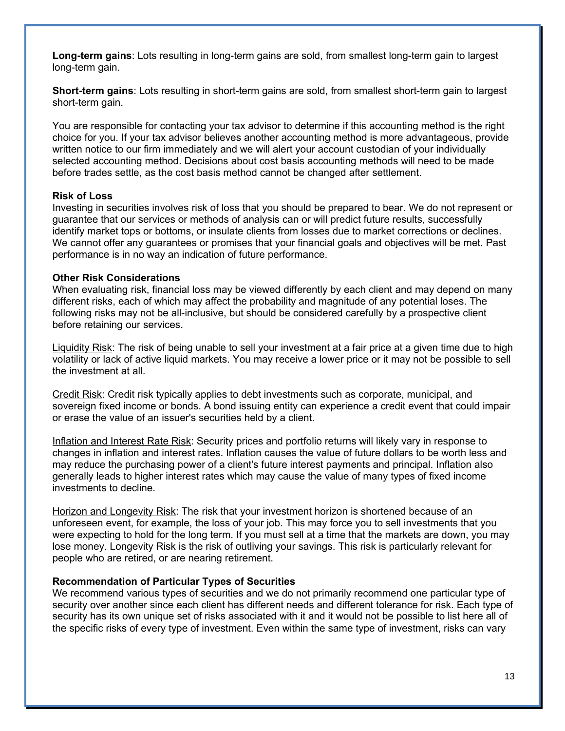**Long-term gains**: Lots resulting in long-term gains are sold, from smallest long-term gain to largest long-term gain.

**Short-term gains**: Lots resulting in short-term gains are sold, from smallest short-term gain to largest short-term gain.

You are responsible for contacting your tax advisor to determine if this accounting method is the right choice for you. If your tax advisor believes another accounting method is more advantageous, provide written notice to our firm immediately and we will alert your account custodian of your individually selected accounting method. Decisions about cost basis accounting methods will need to be made before trades settle, as the cost basis method cannot be changed after settlement.

**Risk of Loss**

Investing in securities involves risk of loss that you should be prepared to bear. We do not represent or guarantee that our services or methods of analysis can or will predict future results, successfully identify market tops or bottoms, or insulate clients from losses due to market corrections or declines. We cannot offer any guarantees or promises that your financial goals and objectives will be met. Past performance is in no way an indication of future performance.

**Other Risk Considerations**

When evaluating risk, financial loss may be viewed differently by each client and may depend on many different risks, each of which may affect the probability and magnitude of any potential loses. The following risks may not be all-inclusive, but should be considered carefully by a prospective client before retaining our services.

Liquidity Risk: The risk of being unable to sell your investment at a fair price at a given time due to high volatility or lack of active liquid markets. You may receive a lower price or it may not be possible to sell the investment at all.

Credit Risk: Credit risk typically applies to debt investments such as corporate, municipal, and sovereign fixed income or bonds. A bond issuing entity can experience a credit event that could impair or erase the value of an issuer's securities held by a client.

Inflation and Interest Rate Risk: Security prices and portfolio returns will likely vary in response to changes in inflation and interest rates. Inflation causes the value of future dollars to be worth less and may reduce the purchasing power of a client's future interest payments and principal. Inflation also generally leads to higher interest rates which may cause the value of many types of fixed income investments to decline.

Horizon and Longevity Risk: The risk that your investment horizon is shortened because of an unforeseen event, for example, the loss of your job. This may force you to sell investments that you were expecting to hold for the long term. If you must sell at a time that the markets are down, you may lose money. Longevity Risk is the risk of outliving your savings. This risk is particularly relevant for people who are retired, or are nearing retirement.

**Recommendation of Particular Types of Securities**

We recommend various types of securities and we do not primarily recommend one particular type of security over another since each client has different needs and different tolerance for risk. Each type of security has its own unique set of risks associated with it and it would not be possible to list here all of the specific risks of every type of investment. Even within the same type of investment, risks can vary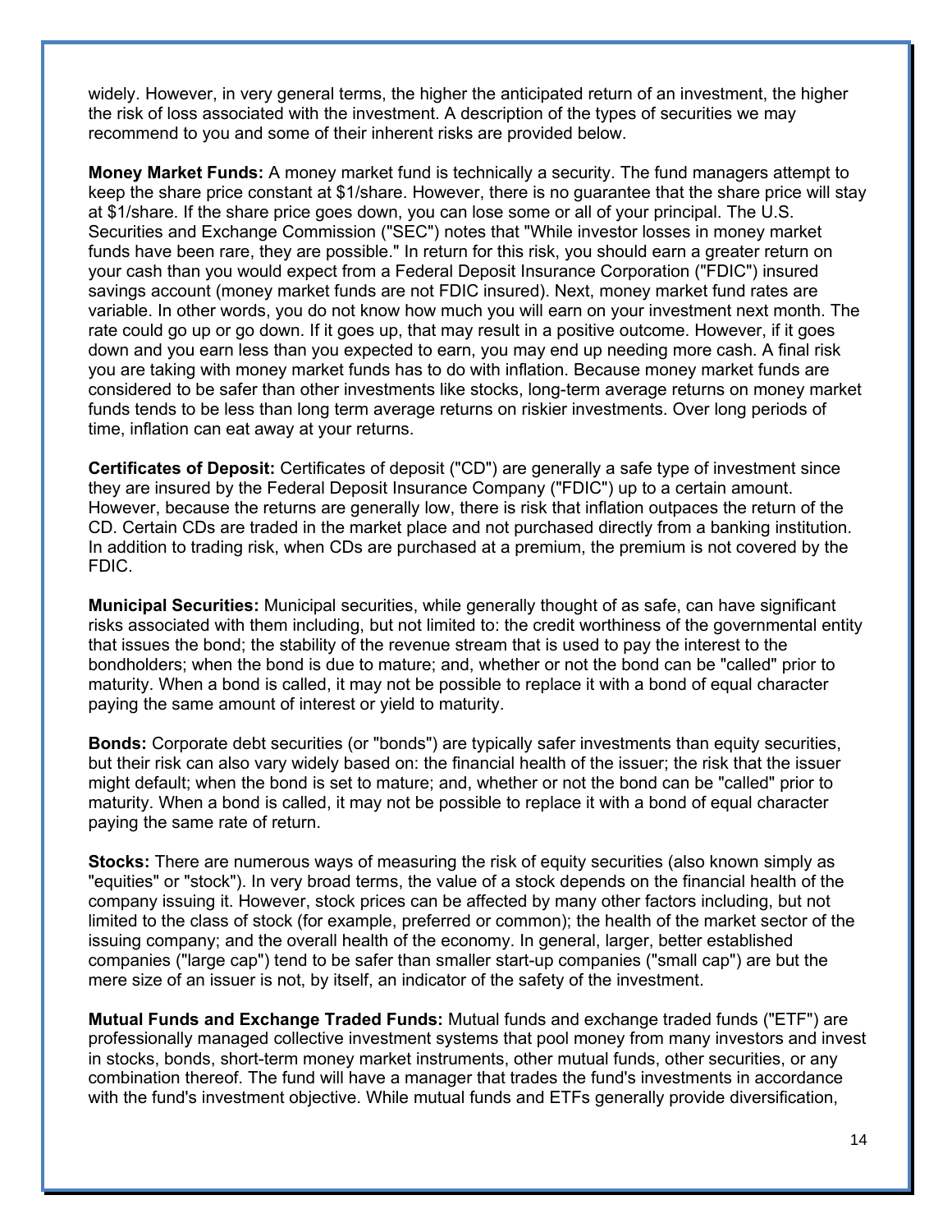widely. However, in very general terms, the higher the anticipated return of an investment, the higher the risk of loss associated with the investment. A description of the types of securities we may recommend to you and some of their inherent risks are provided below.

**Money Market Funds:** A money market fund is technically a security. The fund managers attempt to keep the share price constant at $1/share. However, there is no guarantee that the share price will stay at $1/share. If the share price goes down, you can lose some or all of your principal. The U.S. Securities and Exchange Commission ("SEC") notes that "While investor losses in money market funds have been rare, they are possible." In return for this risk, you should earn a greater return on your cash than you would expect from a Federal Deposit Insurance Corporation ("FDIC") insured savings account (money market funds are not FDIC insured). Next, money market fund rates are variable. In other words, you do not know how much you will earn on your investment next month. The rate could go up or go down. If it goes up, that may result in a positive outcome. However, if it goes down and you earn less than you expected to earn, you may end up needing more cash. A final risk you are taking with money market funds has to do with inflation. Because money market funds are considered to be safer than other investments like stocks, long-term average returns on money market funds tends to be less than long term average returns on riskier investments. Over long periods of time, inflation can eat away at your returns.

**Certificates of Deposit:** Certificates of deposit ("CD") are generally a safe type of investment since they are insured by the Federal Deposit Insurance Company ("FDIC") up to a certain amount. However, because the returns are generally low, there is risk that inflation outpaces the return of the CD. Certain CDs are traded in the market place and not purchased directly from a banking institution. In addition to trading risk, when CDs are purchased at a premium, the premium is not covered by the FDIC.

**Municipal Securities:** Municipal securities, while generally thought of as safe, can have significant risks associated with them including, but not limited to: the credit worthiness of the governmental entity that issues the bond; the stability of the revenue stream that is used to pay the interest to the bondholders; when the bond is due to mature; and, whether or not the bond can be "called" prior to maturity. When a bond is called, it may not be possible to replace it with a bond of equal character paying the same amount of interest or yield to maturity.

**Bonds:** Corporate debt securities (or "bonds") are typically safer investments than equity securities, but their risk can also vary widely based on: the financial health of the issuer; the risk that the issuer might default; when the bond is set to mature; and, whether or not the bond can be "called" prior to maturity. When a bond is called, it may not be possible to replace it with a bond of equal character paying the same rate of return.

**Stocks:** There are numerous ways of measuring the risk of equity securities (also known simply as "equities" or "stock"). In very broad terms, the value of a stock depends on the financial health of the company issuing it. However, stock prices can be affected by many other factors including, but not limited to the class of stock (for example, preferred or common); the health of the market sector of the issuing company; and the overall health of the economy. In general, larger, better established companies ("large cap") tend to be safer than smaller start-up companies ("small cap") are but the mere size of an issuer is not, by itself, an indicator of the safety of the investment.

**Mutual Funds and Exchange Traded Funds:** Mutual funds and exchange traded funds ("ETF") are professionally managed collective investment systems that pool money from many investors and invest in stocks, bonds, short-term money market instruments, other mutual funds, other securities, or any combination thereof. The fund will have a manager that trades the fund's investments in accordance with the fund's investment objective. While mutual funds and ETFs generally provide diversification,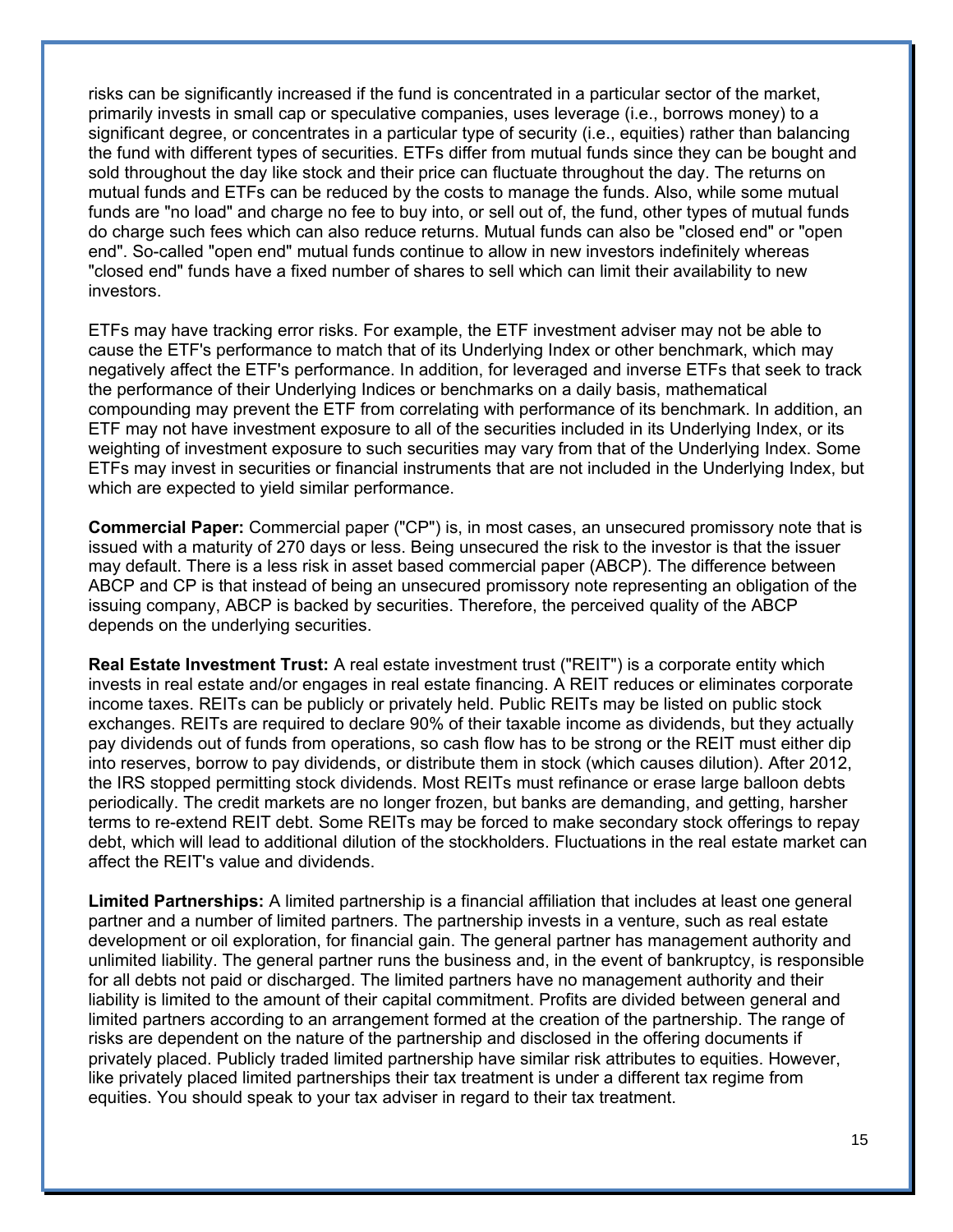risks can be significantly increased if the fund is concentrated in a particular sector of the market, primarily invests in small cap or speculative companies, uses leverage (i.e., borrows money) to a significant degree, or concentrates in a particular type of security (i.e., equities) rather than balancing the fund with different types of securities. ETFs differ from mutual funds since they can be bought and sold throughout the day like stock and their price can fluctuate throughout the day. The returns on mutual funds and ETFs can be reduced by the costs to manage the funds. Also, while some mutual funds are "no load" and charge no fee to buy into, or sell out of, the fund, other types of mutual funds do charge such fees which can also reduce returns. Mutual funds can also be "closed end" or "open end". So-called "open end" mutual funds continue to allow in new investors indefinitely whereas "closed end" funds have a fixed number of shares to sell which can limit their availability to new investors.

ETFs may have tracking error risks. For example, the ETF investment adviser may not be able to cause the ETF's performance to match that of its Underlying Index or other benchmark, which may negatively affect the ETF's performance. In addition, for leveraged and inverse ETFs that seek to track the performance of their Underlying Indices or benchmarks on a daily basis, mathematical compounding may prevent the ETF from correlating with performance of its benchmark. In addition, an ETF may not have investment exposure to all of the securities included in its Underlying Index, or its weighting of investment exposure to such securities may vary from that of the Underlying Index. Some ETFs may invest in securities or financial instruments that are not included in the Underlying Index, but which are expected to yield similar performance.

**Commercial Paper:** Commercial paper ("CP") is, in most cases, an unsecured promissory note that is issued with a maturity of 270 days or less. Being unsecured the risk to the investor is that the issuer may default. There is a less risk in asset based commercial paper (ABCP). The difference between ABCP and CP is that instead of being an unsecured promissory note representing an obligation of the issuing company, ABCP is backed by securities. Therefore, the perceived quality of the ABCP depends on the underlying securities.

**Real Estate Investment Trust:** A real estate investment trust ("REIT") is a corporate entity which invests in real estate and/or engages in real estate financing. A REIT reduces or eliminates corporate income taxes. REITs can be publicly or privately held. Public REITs may be listed on public stock exchanges. REITs are required to declare 90% of their taxable income as dividends, but they actually pay dividends out of funds from operations, so cash flow has to be strong or the REIT must either dip into reserves, borrow to pay dividends, or distribute them in stock (which causes dilution). After 2012, the IRS stopped permitting stock dividends. Most REITs must refinance or erase large balloon debts periodically. The credit markets are no longer frozen, but banks are demanding, and getting, harsher terms to re-extend REIT debt. Some REITs may be forced to make secondary stock offerings to repay debt, which will lead to additional dilution of the stockholders. Fluctuations in the real estate market can affect the REIT's value and dividends.

**Limited Partnerships:** A limited partnership is a financial affiliation that includes at least one general partner and a number of limited partners. The partnership invests in a venture, such as real estate development or oil exploration, for financial gain. The general partner has management authority and unlimited liability. The general partner runs the business and, in the event of bankruptcy, is responsible for all debts not paid or discharged. The limited partners have no management authority and their liability is limited to the amount of their capital commitment. Profits are divided between general and limited partners according to an arrangement formed at the creation of the partnership. The range of risks are dependent on the nature of the partnership and disclosed in the offering documents if privately placed. Publicly traded limited partnership have similar risk attributes to equities. However, like privately placed limited partnerships their tax treatment is under a different tax regime from equities. You should speak to your tax adviser in regard to their tax treatment.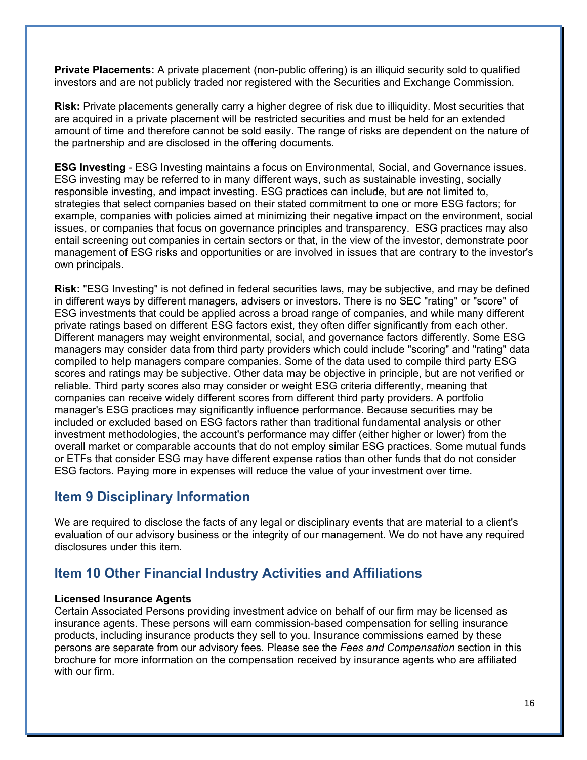**Private Placements:** A private placement (non-public offering) is an illiquid security sold to qualified investors and are not publicly traded nor registered with the Securities and Exchange Commission.

**Risk:** Private placements generally carry a higher degree of risk due to illiquidity. Most securities that are acquired in a private placement will be restricted securities and must be held for an extended amount of time and therefore cannot be sold easily. The range of risks are dependent on the nature of the partnership and are disclosed in the offering documents.

**ESG Investing** - ESG Investing maintains a focus on Environmental, Social, and Governance issues. ESG investing may be referred to in many different ways, such as sustainable investing, socially responsible investing, and impact investing. ESG practices can include, but are not limited to, strategies that select companies based on their stated commitment to one or more ESG factors; for example, companies with policies aimed at minimizing their negative impact on the environment, social issues, or companies that focus on governance principles and transparency. ESG practices may also entail screening out companies in certain sectors or that, in the view of the investor, demonstrate poor management of ESG risks and opportunities or are involved in issues that are contrary to the investor's own principals.

**Risk:** "ESG Investing" is not defined in federal securities laws, may be subjective, and may be defined in different ways by different managers, advisers or investors. There is no SEC "rating" or "score" of ESG investments that could be applied across a broad range of companies, and while many different private ratings based on different ESG factors exist, they often differ significantly from each other. Different managers may weight environmental, social, and governance factors differently. Some ESG managers may consider data from third party providers which could include "scoring" and "rating" data compiled to help managers compare companies. Some of the data used to compile third party ESG scores and ratings may be subjective. Other data may be objective in principle, but are not verified or reliable. Third party scores also may consider or weight ESG criteria differently, meaning that companies can receive widely different scores from different third party providers. A portfolio manager's ESG practices may significantly influence performance. Because securities may be included or excluded based on ESG factors rather than traditional fundamental analysis or other investment methodologies, the account's performance may differ (either higher or lower) from the overall market or comparable accounts that do not employ similar ESG practices. Some mutual funds or ETFs that consider ESG may have different expense ratios than other funds that do not consider ESG factors. Paying more in expenses will reduce the value of your investment over time.

## Item 9 Disciplinary Information

We are required to disclose the facts of any legal or disciplinary events that are material to a client's evaluation of our advisory business or the integrity of our management. We do not have any required disclosures under this item.

## Item 10 Other Financial Industry Activities and Affiliations

**Licensed Insurance Agents**

Certain Associated Persons providing investment advice on behalf of our firm may be licensed as insurance agents. These persons will earn commission-based compensation for selling insurance products, including insurance products they sell to you. Insurance commissions earned by these persons are separate from our advisory fees. Please see the *Fees and Compensation* section in this brochure for more information on the compensation received by insurance agents who are affiliated with our firm.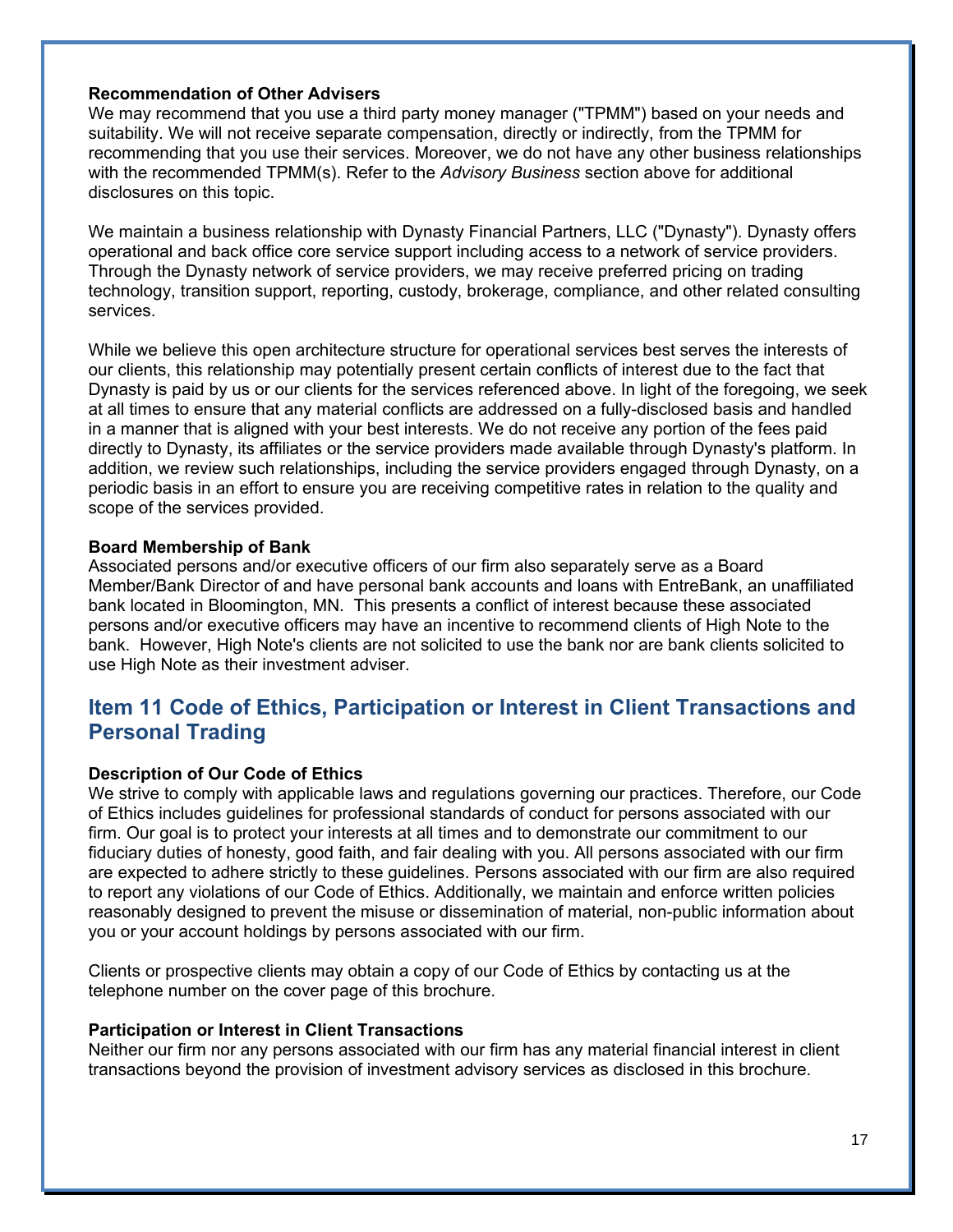**Recommendation of Other Advisers**

We may recommend that you use a third party money manager ("TPMM") based on your needs and suitability. We will not receive separate compensation, directly or indirectly, from the TPMM for recommending that you use their services. Moreover, we do not have any other business relationships with the recommended TPMM(s). Refer to the *Advisory Business* section above for additional disclosures on this topic.

We maintain a business relationship with Dynasty Financial Partners, LLC ("Dynasty"). Dynasty offers operational and back office core service support including access to a network of service providers. Through the Dynasty network of service providers, we may receive preferred pricing on trading technology, transition support, reporting, custody, brokerage, compliance, and other related consulting services.

While we believe this open architecture structure for operational services best serves the interests of our clients, this relationship may potentially present certain conflicts of interest due to the fact that Dynasty is paid by us or our clients for the services referenced above. In light of the foregoing, we seek at all times to ensure that any material conflicts are addressed on a fully-disclosed basis and handled in a manner that is aligned with your best interests. We do not receive any portion of the fees paid directly to Dynasty, its affiliates or the service providers made available through Dynasty's platform. In addition, we review such relationships, including the service providers engaged through Dynasty, on a periodic basis in an effort to ensure you are receiving competitive rates in relation to the quality and scope of the services provided.

**Board Membership of Bank**

Associated persons and/or executive officers of our firm also separately serve as a Board Member/Bank Director of and have personal bank accounts and loans with EntreBank, an unaffiliated bank located in Bloomington, MN. This presents a conflict of interest because these associated persons and/or executive officers may have an incentive to recommend clients of High Note to the bank. However, High Note's clients are not solicited to use the bank nor are bank clients solicited to use High Note as their investment adviser.

## Item 11 Code of Ethics, Participation or Interest in Client Transactions and Personal Trading

**Description of Our Code of Ethics**

We strive to comply with applicable laws and regulations governing our practices. Therefore, our Code of Ethics includes guidelines for professional standards of conduct for persons associated with our firm. Our goal is to protect your interests at all times and to demonstrate our commitment to our fiduciary duties of honesty, good faith, and fair dealing with you. All persons associated with our firm are expected to adhere strictly to these guidelines. Persons associated with our firm are also required to report any violations of our Code of Ethics. Additionally, we maintain and enforce written policies reasonably designed to prevent the misuse or dissemination of material, non-public information about you or your account holdings by persons associated with our firm.

Clients or prospective clients may obtain a copy of our Code of Ethics by contacting us at the telephone number on the cover page of this brochure.

**Participation or Interest in Client Transactions**

Neither our firm nor any persons associated with our firm has any material financial interest in client transactions beyond the provision of investment advisory services as disclosed in this brochure.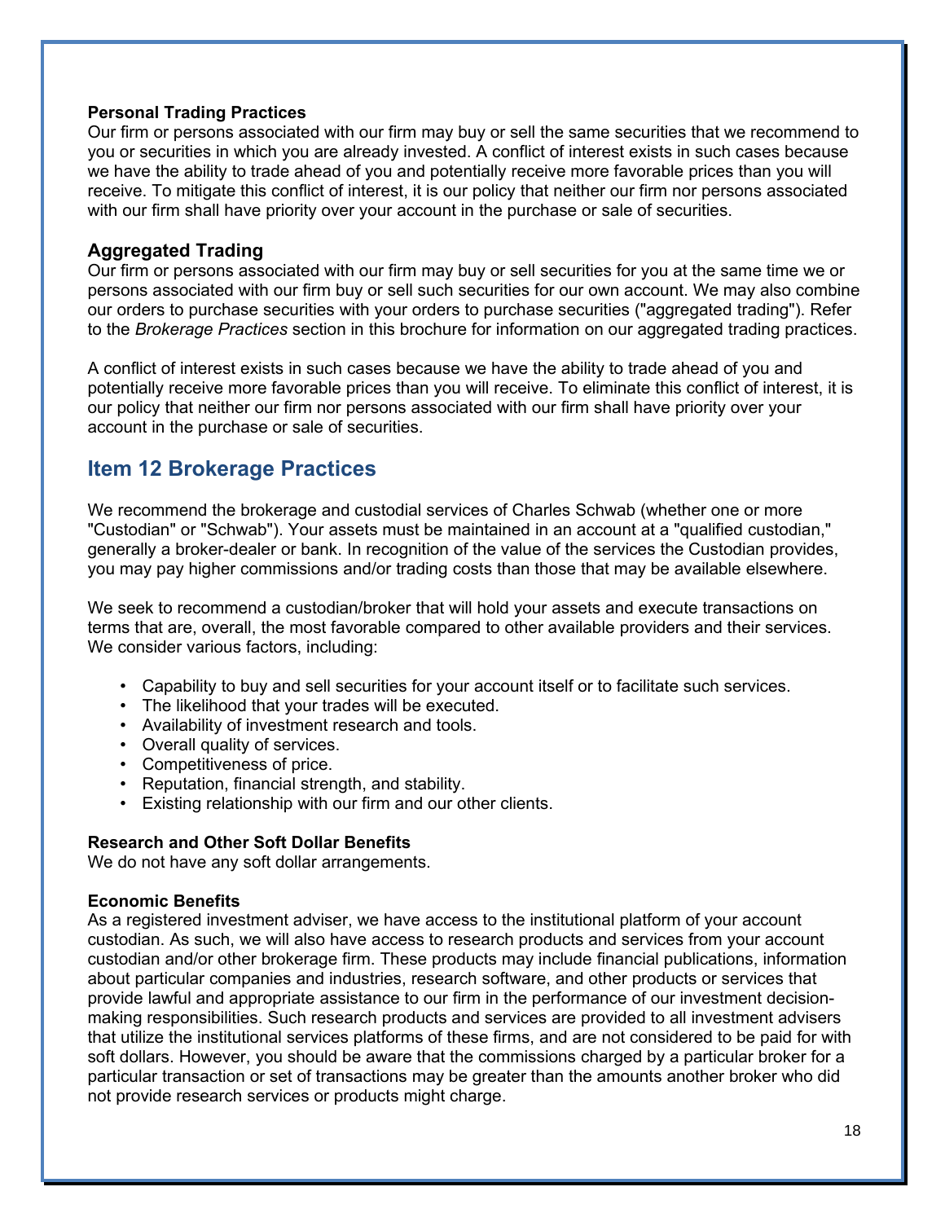**Personal Trading Practices**
Our firm or persons associated with our firm may buy or sell the same securities that we recommend to you or securities in which you are already invested. A conflict of interest exists in such cases because we have the ability to trade ahead of you and potentially receive more favorable prices than you will receive. To mitigate this conflict of interest, it is our policy that neither our firm nor persons associated with our firm shall have priority over your account in the purchase or sale of securities.

### Aggregated Trading

Our firm or persons associated with our firm may buy or sell securities for you at the same time we or persons associated with our firm buy or sell such securities for our own account. We may also combine our orders to purchase securities with your orders to purchase securities ("aggregated trading"). Refer to the *Brokerage Practices* section in this brochure for information on our aggregated trading practices.

A conflict of interest exists in such cases because we have the ability to trade ahead of you and potentially receive more favorable prices than you will receive. To eliminate this conflict of interest, it is our policy that neither our firm nor persons associated with our firm shall have priority over your account in the purchase or sale of securities.

## Item 12 Brokerage Practices

We recommend the brokerage and custodial services of Charles Schwab (whether one or more "Custodian" or "Schwab"). Your assets must be maintained in an account at a "qualified custodian," generally a broker-dealer or bank. In recognition of the value of the services the Custodian provides, you may pay higher commissions and/or trading costs than those that may be available elsewhere.

We seek to recommend a custodian/broker that will hold your assets and execute transactions on terms that are, overall, the most favorable compared to other available providers and their services. We consider various factors, including:

- Capability to buy and sell securities for your account itself or to facilitate such services.
- The likelihood that your trades will be executed.
- Availability of investment research and tools.
- Overall quality of services.
- Competitiveness of price.
- Reputation, financial strength, and stability.
- Existing relationship with our firm and our other clients.

**Research and Other Soft Dollar Benefits**
We do not have any soft dollar arrangements.

**Economic Benefits**
As a registered investment adviser, we have access to the institutional platform of your account custodian. As such, we will also have access to research products and services from your account custodian and/or other brokerage firm. These products may include financial publications, information about particular companies and industries, research software, and other products or services that provide lawful and appropriate assistance to our firm in the performance of our investment decision-making responsibilities. Such research products and services are provided to all investment advisers that utilize the institutional services platforms of these firms, and are not considered to be paid for with soft dollars. However, you should be aware that the commissions charged by a particular broker for a particular transaction or set of transactions may be greater than the amounts another broker who did not provide research services or products might charge.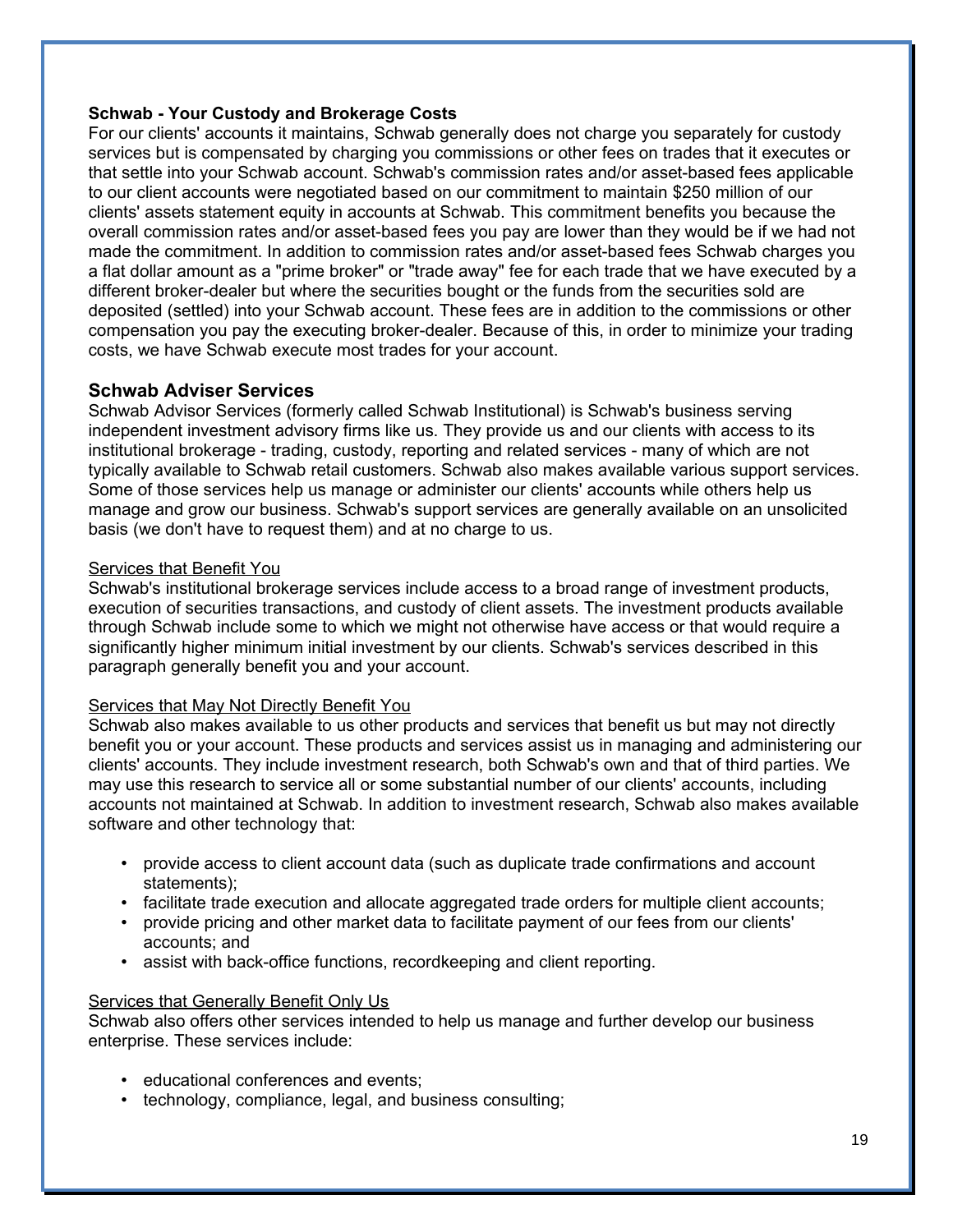**Schwab - Your Custody and Brokerage Costs**

For our clients' accounts it maintains, Schwab generally does not charge you separately for custody services but is compensated by charging you commissions or other fees on trades that it executes or that settle into your Schwab account. Schwab's commission rates and/or asset-based fees applicable to our client accounts were negotiated based on our commitment to maintain $250 million of our clients' assets statement equity in accounts at Schwab. This commitment benefits you because the overall commission rates and/or asset-based fees you pay are lower than they would be if we had not made the commitment. In addition to commission rates and/or asset-based fees Schwab charges you a flat dollar amount as a "prime broker" or "trade away" fee for each trade that we have executed by a different broker-dealer but where the securities bought or the funds from the securities sold are deposited (settled) into your Schwab account. These fees are in addition to the commissions or other compensation you pay the executing broker-dealer. Because of this, in order to minimize your trading costs, we have Schwab execute most trades for your account.

## Schwab Adviser Services

Schwab Advisor Services (formerly called Schwab Institutional) is Schwab's business serving independent investment advisory firms like us. They provide us and our clients with access to its institutional brokerage - trading, custody, reporting and related services - many of which are not typically available to Schwab retail customers. Schwab also makes available various support services. Some of those services help us manage or administer our clients' accounts while others help us manage and grow our business. Schwab's support services are generally available on an unsolicited basis (we don't have to request them) and at no charge to us.

<u>Services that Benefit You</u>

Schwab's institutional brokerage services include access to a broad range of investment products, execution of securities transactions, and custody of client assets. The investment products available through Schwab include some to which we might not otherwise have access or that would require a significantly higher minimum initial investment by our clients. Schwab's services described in this paragraph generally benefit you and your account.

<u>Services that May Not Directly Benefit You</u>

Schwab also makes available to us other products and services that benefit us but may not directly benefit you or your account. These products and services assist us in managing and administering our clients' accounts. They include investment research, both Schwab's own and that of third parties. We may use this research to service all or some substantial number of our clients' accounts, including accounts not maintained at Schwab. In addition to investment research, Schwab also makes available software and other technology that:

- provide access to client account data (such as duplicate trade confirmations and account statements);
- facilitate trade execution and allocate aggregated trade orders for multiple client accounts;
- provide pricing and other market data to facilitate payment of our fees from our clients' accounts; and
- assist with back-office functions, recordkeeping and client reporting.

<u>Services that Generally Benefit Only Us</u>

Schwab also offers other services intended to help us manage and further develop our business enterprise. These services include:

- educational conferences and events;
- technology, compliance, legal, and business consulting;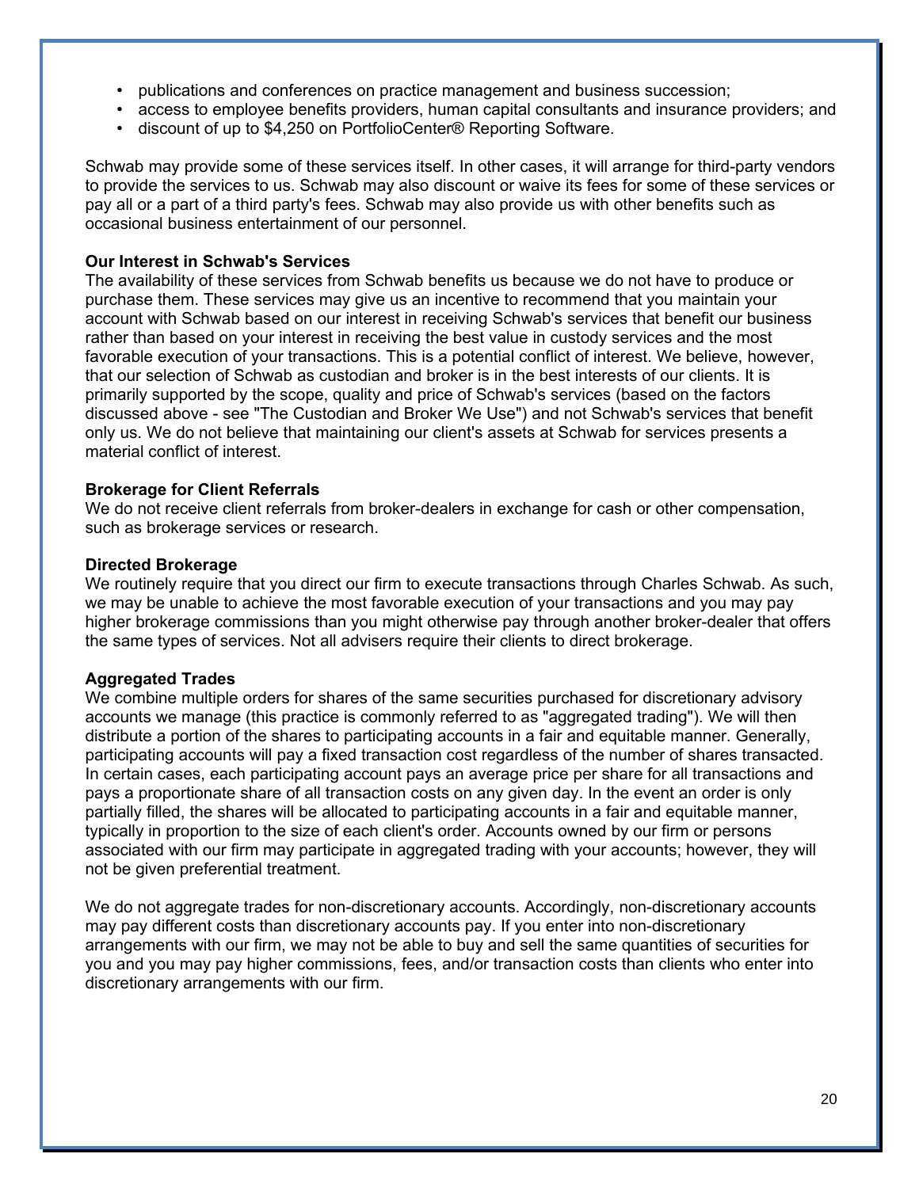- publications and conferences on practice management and business succession;
- access to employee benefits providers, human capital consultants and insurance providers; and
- discount of up to $4,250 on PortfolioCenter® Reporting Software.

Schwab may provide some of these services itself. In other cases, it will arrange for third-party vendors to provide the services to us. Schwab may also discount or waive its fees for some of these services or pay all or a part of a third party's fees. Schwab may also provide us with other benefits such as occasional business entertainment of our personnel.

**Our Interest in Schwab's Services**

The availability of these services from Schwab benefits us because we do not have to produce or purchase them. These services may give us an incentive to recommend that you maintain your account with Schwab based on our interest in receiving Schwab's services that benefit our business rather than based on your interest in receiving the best value in custody services and the most favorable execution of your transactions. This is a potential conflict of interest. We believe, however, that our selection of Schwab as custodian and broker is in the best interests of our clients. It is primarily supported by the scope, quality and price of Schwab's services (based on the factors discussed above - see "The Custodian and Broker We Use") and not Schwab's services that benefit only us. We do not believe that maintaining our client's assets at Schwab for services presents a material conflict of interest.

**Brokerage for Client Referrals**

We do not receive client referrals from broker-dealers in exchange for cash or other compensation, such as brokerage services or research.

**Directed Brokerage**

We routinely require that you direct our firm to execute transactions through Charles Schwab. As such, we may be unable to achieve the most favorable execution of your transactions and you may pay higher brokerage commissions than you might otherwise pay through another broker-dealer that offers the same types of services. Not all advisers require their clients to direct brokerage.

**Aggregated Trades**

We combine multiple orders for shares of the same securities purchased for discretionary advisory accounts we manage (this practice is commonly referred to as "aggregated trading"). We will then distribute a portion of the shares to participating accounts in a fair and equitable manner. Generally, participating accounts will pay a fixed transaction cost regardless of the number of shares transacted. In certain cases, each participating account pays an average price per share for all transactions and pays a proportionate share of all transaction costs on any given day. In the event an order is only partially filled, the shares will be allocated to participating accounts in a fair and equitable manner, typically in proportion to the size of each client's order. Accounts owned by our firm or persons associated with our firm may participate in aggregated trading with your accounts; however, they will not be given preferential treatment.

We do not aggregate trades for non-discretionary accounts. Accordingly, non-discretionary accounts may pay different costs than discretionary accounts pay. If you enter into non-discretionary arrangements with our firm, we may not be able to buy and sell the same quantities of securities for you and you may pay higher commissions, fees, and/or transaction costs than clients who enter into discretionary arrangements with our firm.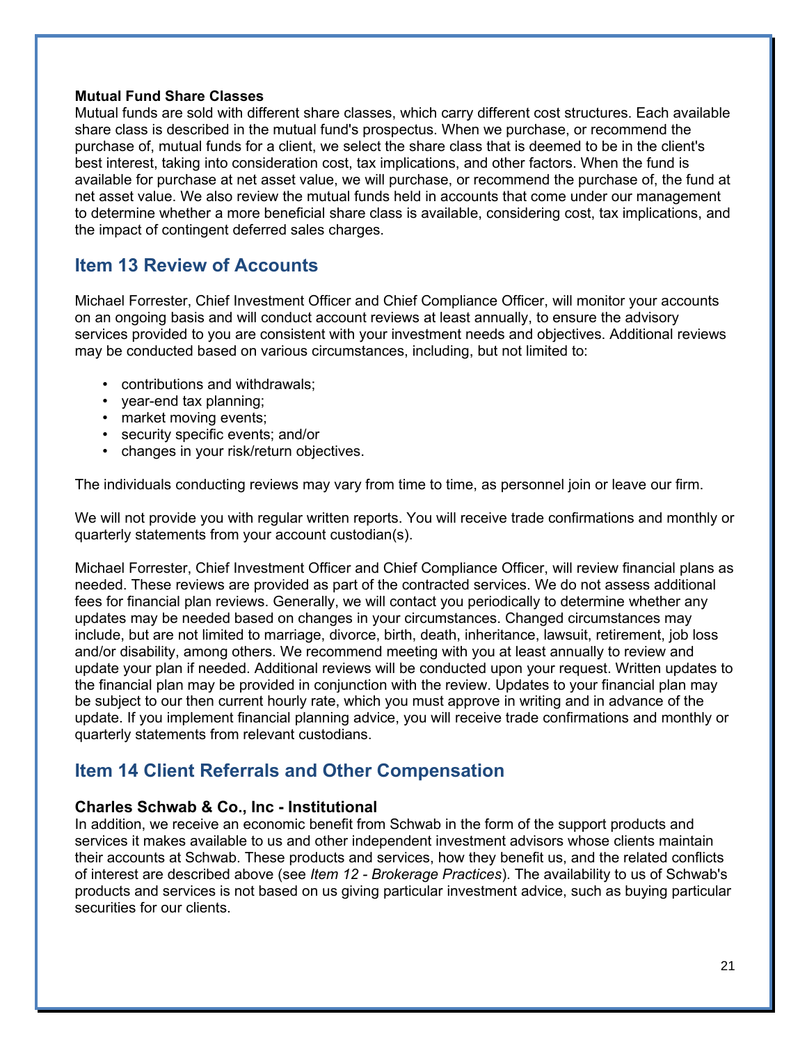**Mutual Fund Share Classes**
Mutual funds are sold with different share classes, which carry different cost structures. Each available share class is described in the mutual fund's prospectus. When we purchase, or recommend the purchase of, mutual funds for a client, we select the share class that is deemed to be in the client's best interest, taking into consideration cost, tax implications, and other factors. When the fund is available for purchase at net asset value, we will purchase, or recommend the purchase of, the fund at net asset value. We also review the mutual funds held in accounts that come under our management to determine whether a more beneficial share class is available, considering cost, tax implications, and the impact of contingent deferred sales charges.

## Item 13 Review of Accounts

Michael Forrester, Chief Investment Officer and Chief Compliance Officer, will monitor your accounts on an ongoing basis and will conduct account reviews at least annually, to ensure the advisory services provided to you are consistent with your investment needs and objectives. Additional reviews may be conducted based on various circumstances, including, but not limited to:

- contributions and withdrawals;
- year-end tax planning;
- market moving events;
- security specific events; and/or
- changes in your risk/return objectives.

The individuals conducting reviews may vary from time to time, as personnel join or leave our firm.

We will not provide you with regular written reports. You will receive trade confirmations and monthly or quarterly statements from your account custodian(s).

Michael Forrester, Chief Investment Officer and Chief Compliance Officer, will review financial plans as needed. These reviews are provided as part of the contracted services. We do not assess additional fees for financial plan reviews. Generally, we will contact you periodically to determine whether any updates may be needed based on changes in your circumstances. Changed circumstances may include, but are not limited to marriage, divorce, birth, death, inheritance, lawsuit, retirement, job loss and/or disability, among others. We recommend meeting with you at least annually to review and update your plan if needed. Additional reviews will be conducted upon your request. Written updates to the financial plan may be provided in conjunction with the review. Updates to your financial plan may be subject to our then current hourly rate, which you must approve in writing and in advance of the update. If you implement financial planning advice, you will receive trade confirmations and monthly or quarterly statements from relevant custodians.

## Item 14 Client Referrals and Other Compensation

### Charles Schwab & Co., Inc - Institutional

In addition, we receive an economic benefit from Schwab in the form of the support products and services it makes available to us and other independent investment advisors whose clients maintain their accounts at Schwab. These products and services, how they benefit us, and the related conflicts of interest are described above (see *Item 12 - Brokerage Practices*). The availability to us of Schwab's products and services is not based on us giving particular investment advice, such as buying particular securities for our clients.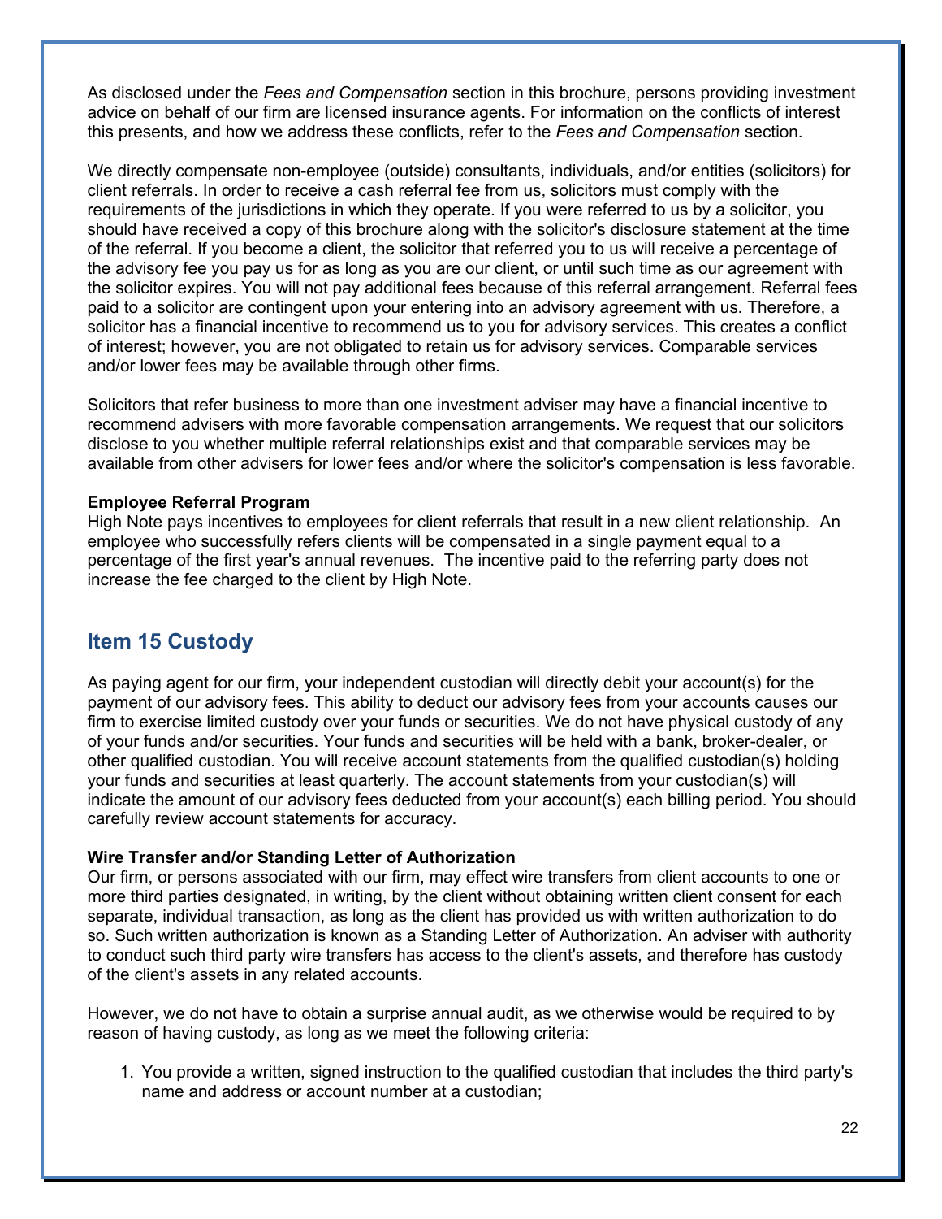As disclosed under the *Fees and Compensation* section in this brochure, persons providing investment advice on behalf of our firm are licensed insurance agents. For information on the conflicts of interest this presents, and how we address these conflicts, refer to the *Fees and Compensation* section.

We directly compensate non-employee (outside) consultants, individuals, and/or entities (solicitors) for client referrals. In order to receive a cash referral fee from us, solicitors must comply with the requirements of the jurisdictions in which they operate. If you were referred to us by a solicitor, you should have received a copy of this brochure along with the solicitor's disclosure statement at the time of the referral. If you become a client, the solicitor that referred you to us will receive a percentage of the advisory fee you pay us for as long as you are our client, or until such time as our agreement with the solicitor expires. You will not pay additional fees because of this referral arrangement. Referral fees paid to a solicitor are contingent upon your entering into an advisory agreement with us. Therefore, a solicitor has a financial incentive to recommend us to you for advisory services. This creates a conflict of interest; however, you are not obligated to retain us for advisory services. Comparable services and/or lower fees may be available through other firms.

Solicitors that refer business to more than one investment adviser may have a financial incentive to recommend advisers with more favorable compensation arrangements. We request that our solicitors disclose to you whether multiple referral relationships exist and that comparable services may be available from other advisers for lower fees and/or where the solicitor's compensation is less favorable.

**Employee Referral Program**
High Note pays incentives to employees for client referrals that result in a new client relationship. An employee who successfully refers clients will be compensated in a single payment equal to a percentage of the first year's annual revenues. The incentive paid to the referring party does not increase the fee charged to the client by High Note.

## Item 15 Custody

As paying agent for our firm, your independent custodian will directly debit your account(s) for the payment of our advisory fees. This ability to deduct our advisory fees from your accounts causes our firm to exercise limited custody over your funds or securities. We do not have physical custody of any of your funds and/or securities. Your funds and securities will be held with a bank, broker-dealer, or other qualified custodian. You will receive account statements from the qualified custodian(s) holding your funds and securities at least quarterly. The account statements from your custodian(s) will indicate the amount of our advisory fees deducted from your account(s) each billing period. You should carefully review account statements for accuracy.

**Wire Transfer and/or Standing Letter of Authorization**
Our firm, or persons associated with our firm, may effect wire transfers from client accounts to one or more third parties designated, in writing, by the client without obtaining written client consent for each separate, individual transaction, as long as the client has provided us with written authorization to do so. Such written authorization is known as a Standing Letter of Authorization. An adviser with authority to conduct such third party wire transfers has access to the client's assets, and therefore has custody of the client's assets in any related accounts.

However, we do not have to obtain a surprise annual audit, as we otherwise would be required to by reason of having custody, as long as we meet the following criteria:

1. You provide a written, signed instruction to the qualified custodian that includes the third party's name and address or account number at a custodian;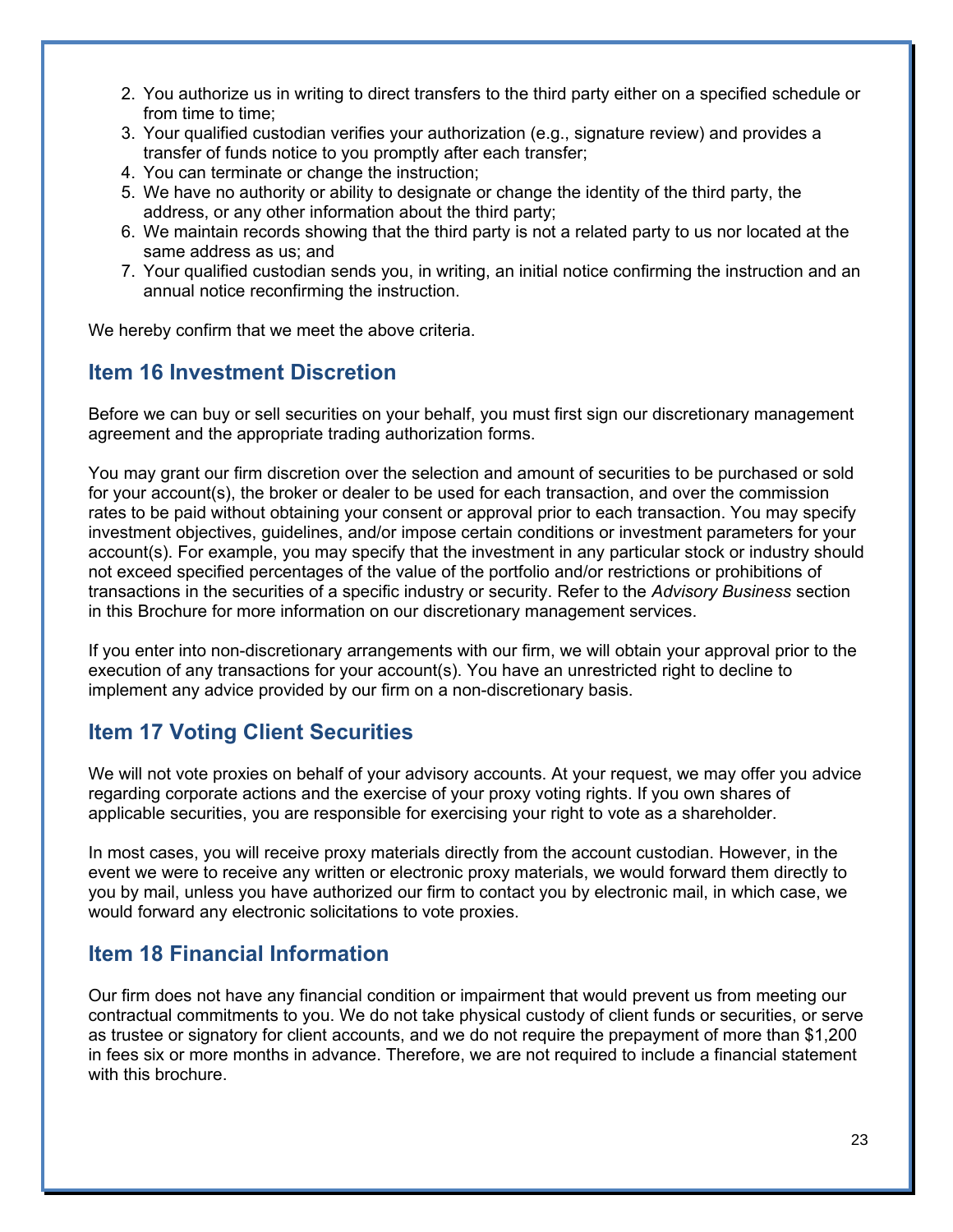2. You authorize us in writing to direct transfers to the third party either on a specified schedule or from time to time;
3. Your qualified custodian verifies your authorization (e.g., signature review) and provides a transfer of funds notice to you promptly after each transfer;
4. You can terminate or change the instruction;
5. We have no authority or ability to designate or change the identity of the third party, the address, or any other information about the third party;
6. We maintain records showing that the third party is not a related party to us nor located at the same address as us; and
7. Your qualified custodian sends you, in writing, an initial notice confirming the instruction and an annual notice reconfirming the instruction.

We hereby confirm that we meet the above criteria.

## Item 16 Investment Discretion

Before we can buy or sell securities on your behalf, you must first sign our discretionary management agreement and the appropriate trading authorization forms.

You may grant our firm discretion over the selection and amount of securities to be purchased or sold for your account(s), the broker or dealer to be used for each transaction, and over the commission rates to be paid without obtaining your consent or approval prior to each transaction. You may specify investment objectives, guidelines, and/or impose certain conditions or investment parameters for your account(s). For example, you may specify that the investment in any particular stock or industry should not exceed specified percentages of the value of the portfolio and/or restrictions or prohibitions of transactions in the securities of a specific industry or security. Refer to the *Advisory Business* section in this Brochure for more information on our discretionary management services.

If you enter into non-discretionary arrangements with our firm, we will obtain your approval prior to the execution of any transactions for your account(s). You have an unrestricted right to decline to implement any advice provided by our firm on a non-discretionary basis.

## Item 17 Voting Client Securities

We will not vote proxies on behalf of your advisory accounts. At your request, we may offer you advice regarding corporate actions and the exercise of your proxy voting rights. If you own shares of applicable securities, you are responsible for exercising your right to vote as a shareholder.

In most cases, you will receive proxy materials directly from the account custodian. However, in the event we were to receive any written or electronic proxy materials, we would forward them directly to you by mail, unless you have authorized our firm to contact you by electronic mail, in which case, we would forward any electronic solicitations to vote proxies.

## Item 18 Financial Information

Our firm does not have any financial condition or impairment that would prevent us from meeting our contractual commitments to you. We do not take physical custody of client funds or securities, or serve as trustee or signatory for client accounts, and we do not require the prepayment of more than $1,200 in fees six or more months in advance. Therefore, we are not required to include a financial statement with this brochure.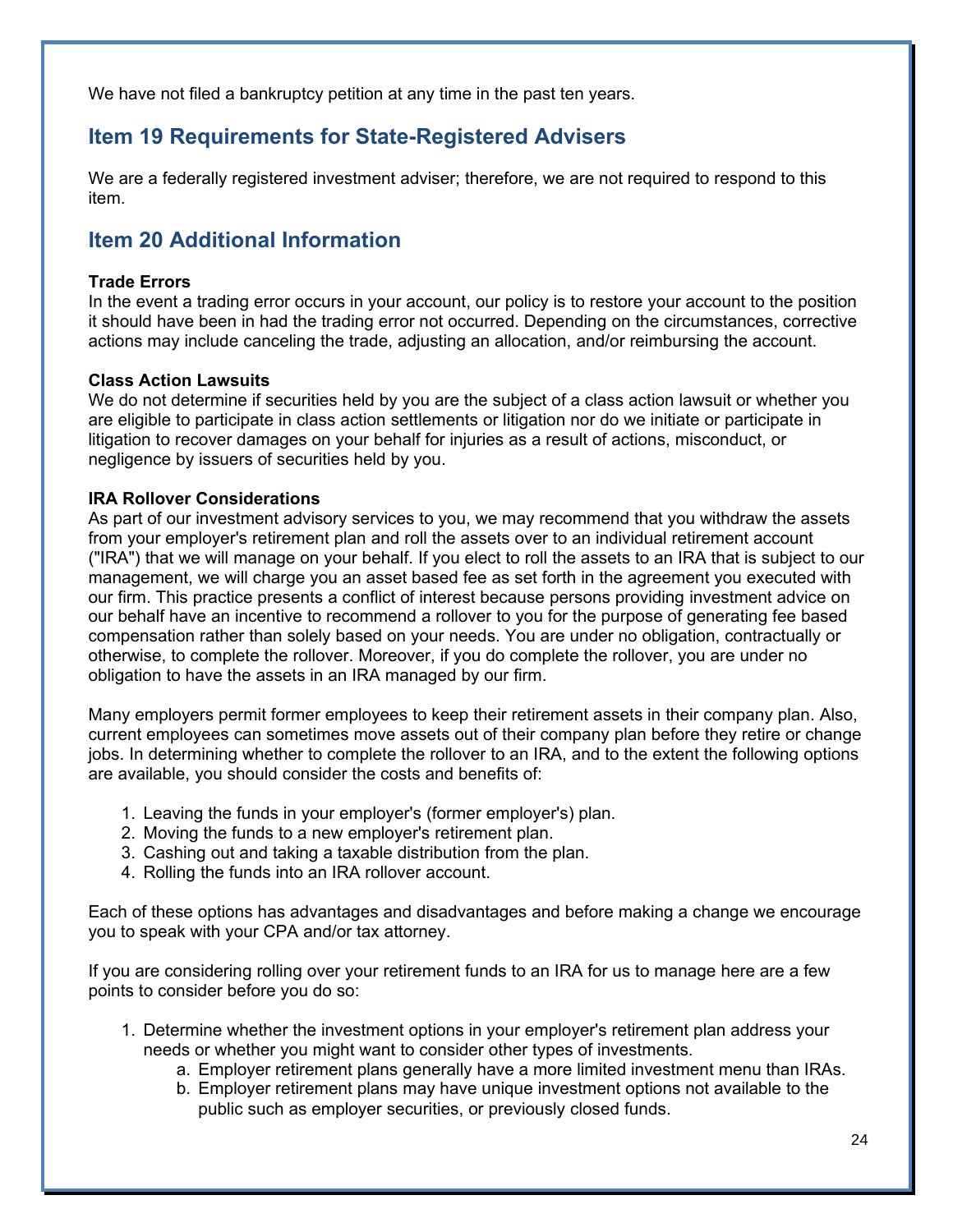We have not filed a bankruptcy petition at any time in the past ten years.

## Item 19 Requirements for State-Registered Advisers

We are a federally registered investment adviser; therefore, we are not required to respond to this item.

## Item 20 Additional Information

**Trade Errors**
In the event a trading error occurs in your account, our policy is to restore your account to the position it should have been in had the trading error not occurred. Depending on the circumstances, corrective actions may include canceling the trade, adjusting an allocation, and/or reimbursing the account.

**Class Action Lawsuits**
We do not determine if securities held by you are the subject of a class action lawsuit or whether you are eligible to participate in class action settlements or litigation nor do we initiate or participate in litigation to recover damages on your behalf for injuries as a result of actions, misconduct, or negligence by issuers of securities held by you.

**IRA Rollover Considerations**
As part of our investment advisory services to you, we may recommend that you withdraw the assets from your employer's retirement plan and roll the assets over to an individual retirement account ("IRA") that we will manage on your behalf. If you elect to roll the assets to an IRA that is subject to our management, we will charge you an asset based fee as set forth in the agreement you executed with our firm. This practice presents a conflict of interest because persons providing investment advice on our behalf have an incentive to recommend a rollover to you for the purpose of generating fee based compensation rather than solely based on your needs. You are under no obligation, contractually or otherwise, to complete the rollover. Moreover, if you do complete the rollover, you are under no obligation to have the assets in an IRA managed by our firm.

Many employers permit former employees to keep their retirement assets in their company plan. Also, current employees can sometimes move assets out of their company plan before they retire or change jobs. In determining whether to complete the rollover to an IRA, and to the extent the following options are available, you should consider the costs and benefits of:

1. Leaving the funds in your employer's (former employer's) plan.
2. Moving the funds to a new employer's retirement plan.
3. Cashing out and taking a taxable distribution from the plan.
4. Rolling the funds into an IRA rollover account.

Each of these options has advantages and disadvantages and before making a change we encourage you to speak with your CPA and/or tax attorney.

If you are considering rolling over your retirement funds to an IRA for us to manage here are a few points to consider before you do so:

1. Determine whether the investment options in your employer's retirement plan address your needs or whether you might want to consider other types of investments.
    a. Employer retirement plans generally have a more limited investment menu than IRAs.
    b. Employer retirement plans may have unique investment options not available to the public such as employer securities, or previously closed funds.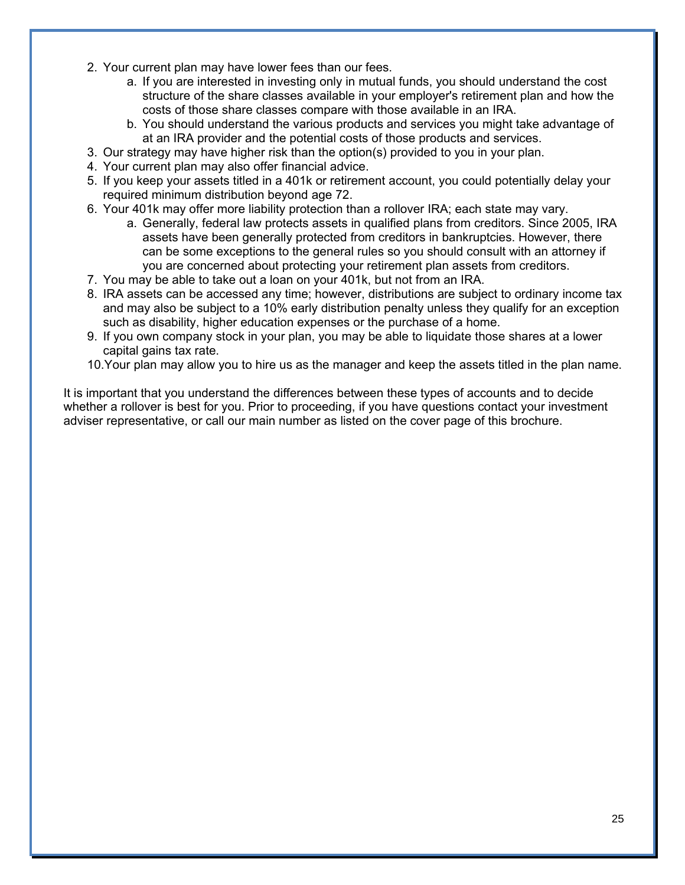2. Your current plan may have lower fees than our fees.
    a. If you are interested in investing only in mutual funds, you should understand the cost structure of the share classes available in your employer's retirement plan and how the costs of those share classes compare with those available in an IRA.
    b. You should understand the various products and services you might take advantage of at an IRA provider and the potential costs of those products and services.
3. Our strategy may have higher risk than the option(s) provided to you in your plan.
4. Your current plan may also offer financial advice.
5. If you keep your assets titled in a 401k or retirement account, you could potentially delay your required minimum distribution beyond age 72.
6. Your 401k may offer more liability protection than a rollover IRA; each state may vary.
    a. Generally, federal law protects assets in qualified plans from creditors. Since 2005, IRA assets have been generally protected from creditors in bankruptcies. However, there can be some exceptions to the general rules so you should consult with an attorney if you are concerned about protecting your retirement plan assets from creditors.
7. You may be able to take out a loan on your 401k, but not from an IRA.
8. IRA assets can be accessed any time; however, distributions are subject to ordinary income tax and may also be subject to a 10% early distribution penalty unless they qualify for an exception such as disability, higher education expenses or the purchase of a home.
9. If you own company stock in your plan, you may be able to liquidate those shares at a lower capital gains tax rate.
10. Your plan may allow you to hire us as the manager and keep the assets titled in the plan name.

It is important that you understand the differences between these types of accounts and to decide whether a rollover is best for you. Prior to proceeding, if you have questions contact your investment adviser representative, or call our main number as listed on the cover page of this brochure.